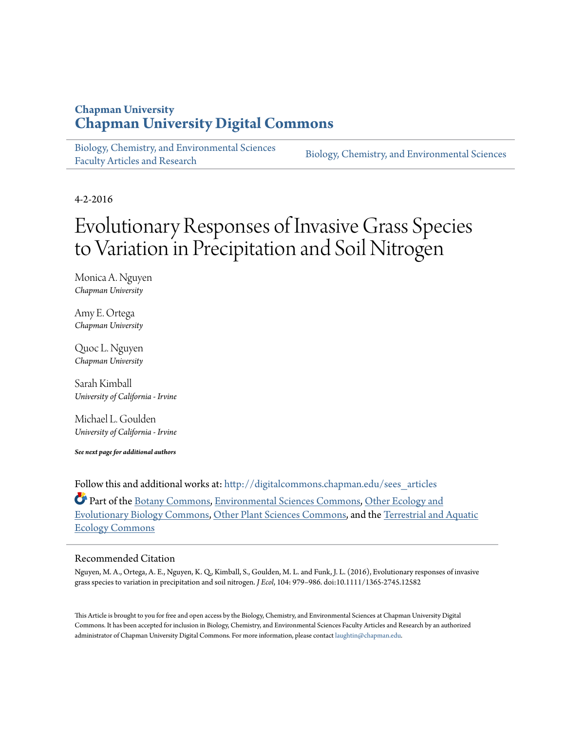# Chapman University
# Chapman University Digital Commons

Biology, Chemistry, and Environmental Sciences Faculty Articles and Research

Biology, Chemistry, and Environmental Sciences

4-2-2016

# Evolutionary Responses of Invasive Grass Species to Variation in Precipitation and Soil Nitrogen

Monica A. Nguyen
*Chapman University*

Amy E. Ortega
*Chapman University*

Quoc L. Nguyen
*Chapman University*

Sarah Kimball
*University of California - Irvine*

Michael L. Goulden
*University of California - Irvine*

***See next page for additional authors***

Follow this and additional works at: http://digitalcommons.chapman.edu/sees_articles

Part of the Botany Commons, Environmental Sciences Commons, Other Ecology and Evolutionary Biology Commons, Other Plant Sciences Commons, and the Terrestrial and Aquatic Ecology Commons

## Recommended Citation

Nguyen, M. A., Ortega, A. E., Nguyen, K. Q., Kimball, S., Goulden, M. L. and Funk, J. L. (2016), Evolutionary responses of invasive grass species to variation in precipitation and soil nitrogen. *J Ecol*, 104: 979–986. doi:10.1111/1365-2745.12582

This Article is brought to you for free and open access by the Biology, Chemistry, and Environmental Sciences at Chapman University Digital Commons. It has been accepted for inclusion in Biology, Chemistry, and Environmental Sciences Faculty Articles and Research by an authorized administrator of Chapman University Digital Commons. For more information, please contact laughtin@chapman.edu.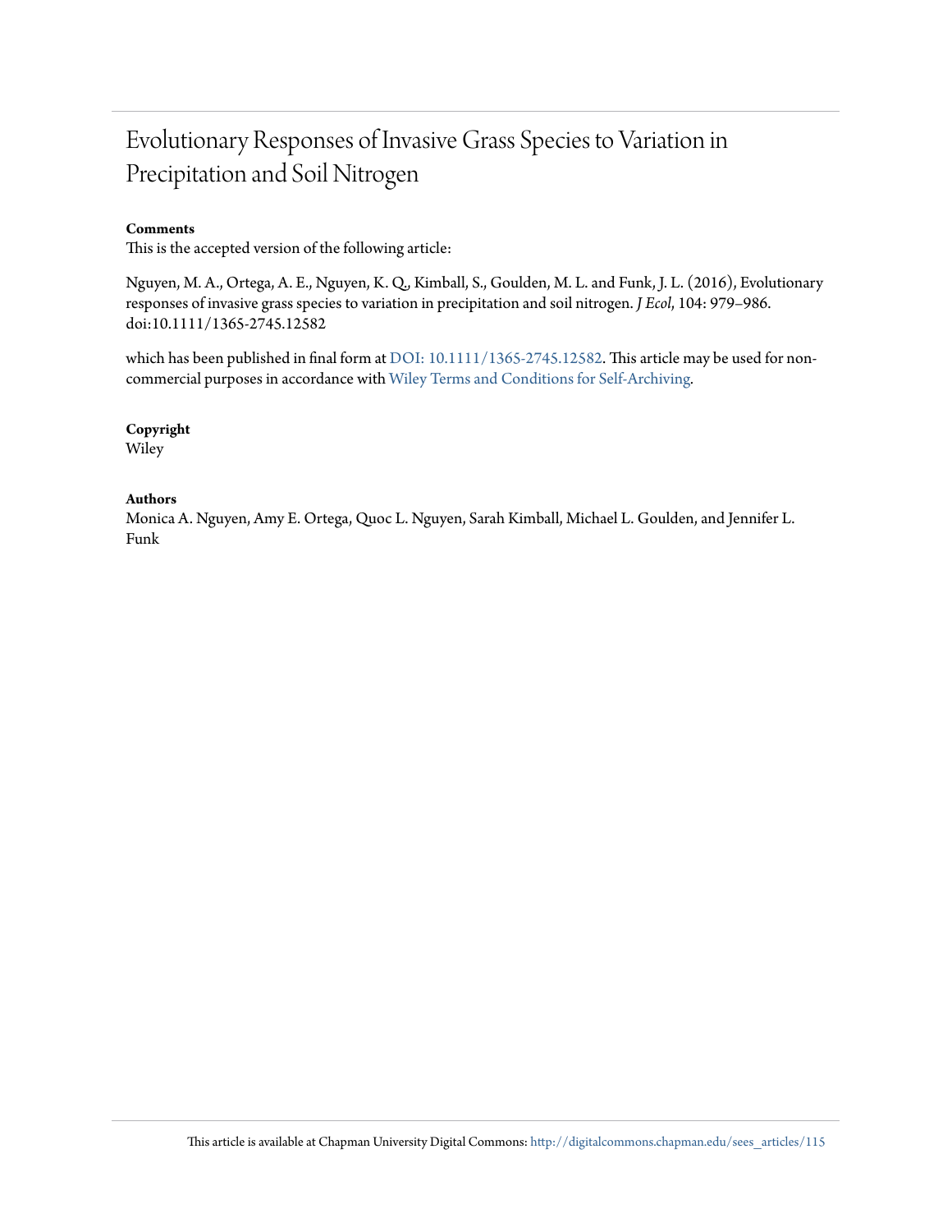# Evolutionary Responses of Invasive Grass Species to Variation in Precipitation and Soil Nitrogen

**Comments**

This is the accepted version of the following article:

Nguyen, M. A., Ortega, A. E., Nguyen, K. Q., Kimball, S., Goulden, M. L. and Funk, J. L. (2016), Evolutionary responses of invasive grass species to variation in precipitation and soil nitrogen. *J Ecol*, 104: 979–986. doi:10.1111/1365-2745.12582

which has been published in final form at DOI: 10.1111/1365-2745.12582. This article may be used for non-commercial purposes in accordance with Wiley Terms and Conditions for Self-Archiving.

**Copyright**

Wiley

**Authors**

Monica A. Nguyen, Amy E. Ortega, Quoc L. Nguyen, Sarah Kimball, Michael L. Goulden, and Jennifer L. Funk

This article is available at Chapman University Digital Commons: http://digitalcommons.chapman.edu/sees_articles/115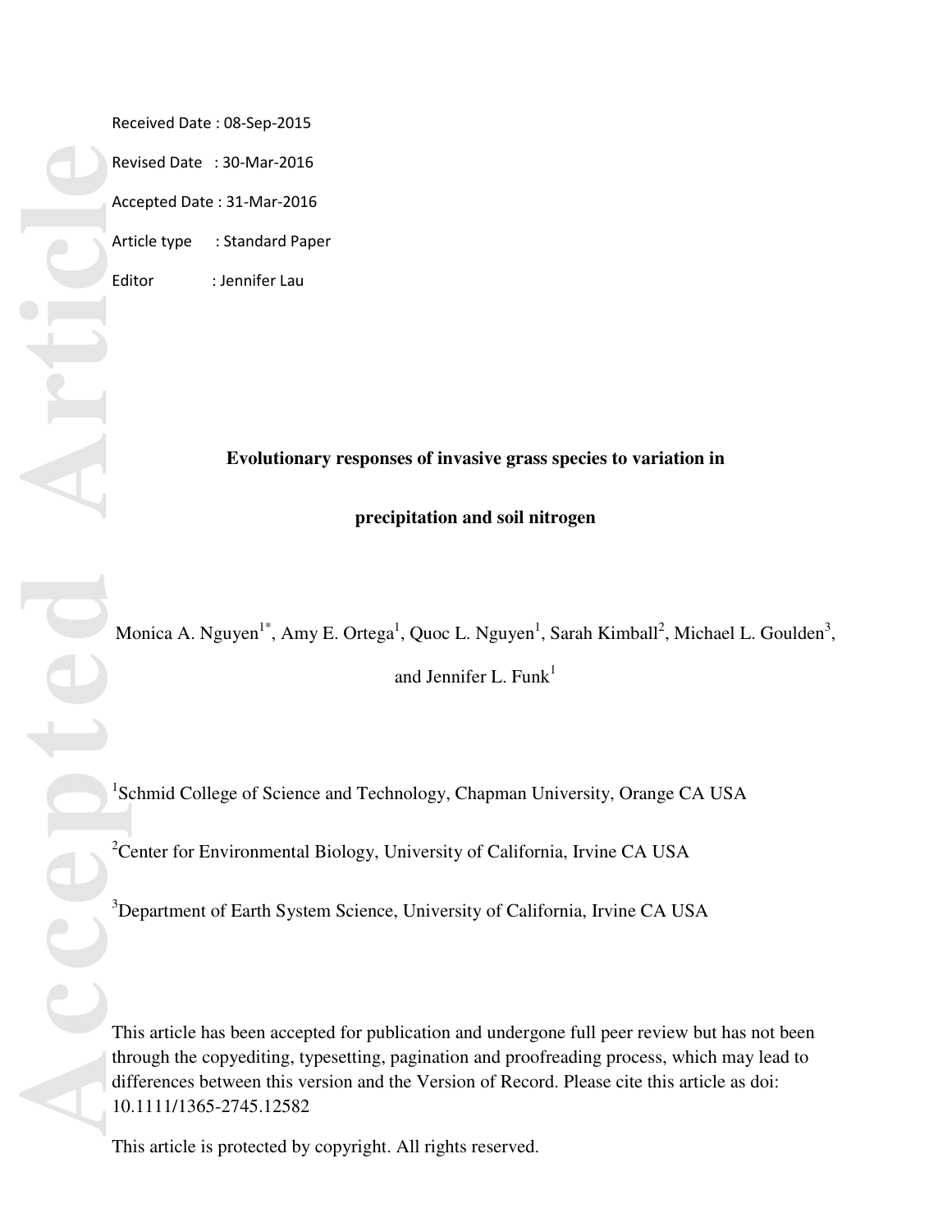Received Date : 08-Sep-2015

Revised Date : 30-Mar-2016

Accepted Date : 31-Mar-2016

Article type : Standard Paper

Editor : Jennifer Lau

# Evolutionary responses of invasive grass species to variation in precipitation and soil nitrogen

Monica A. Nguyen[1*], Amy E. Ortega[1], Quoc L. Nguyen[1], Sarah Kimball[2], Michael L. Goulden[3], and Jennifer L. Funk[1]

[1]Schmid College of Science and Technology, Chapman University, Orange CA USA

[2]Center for Environmental Biology, University of California, Irvine CA USA

[3]Department of Earth System Science, University of California, Irvine CA USA

This article has been accepted for publication and undergone full peer review but has not been through the copyediting, typesetting, pagination and proofreading process, which may lead to differences between this version and the Version of Record. Please cite this article as doi: 10.1111/1365-2745.12582

This article is protected by copyright. All rights reserved.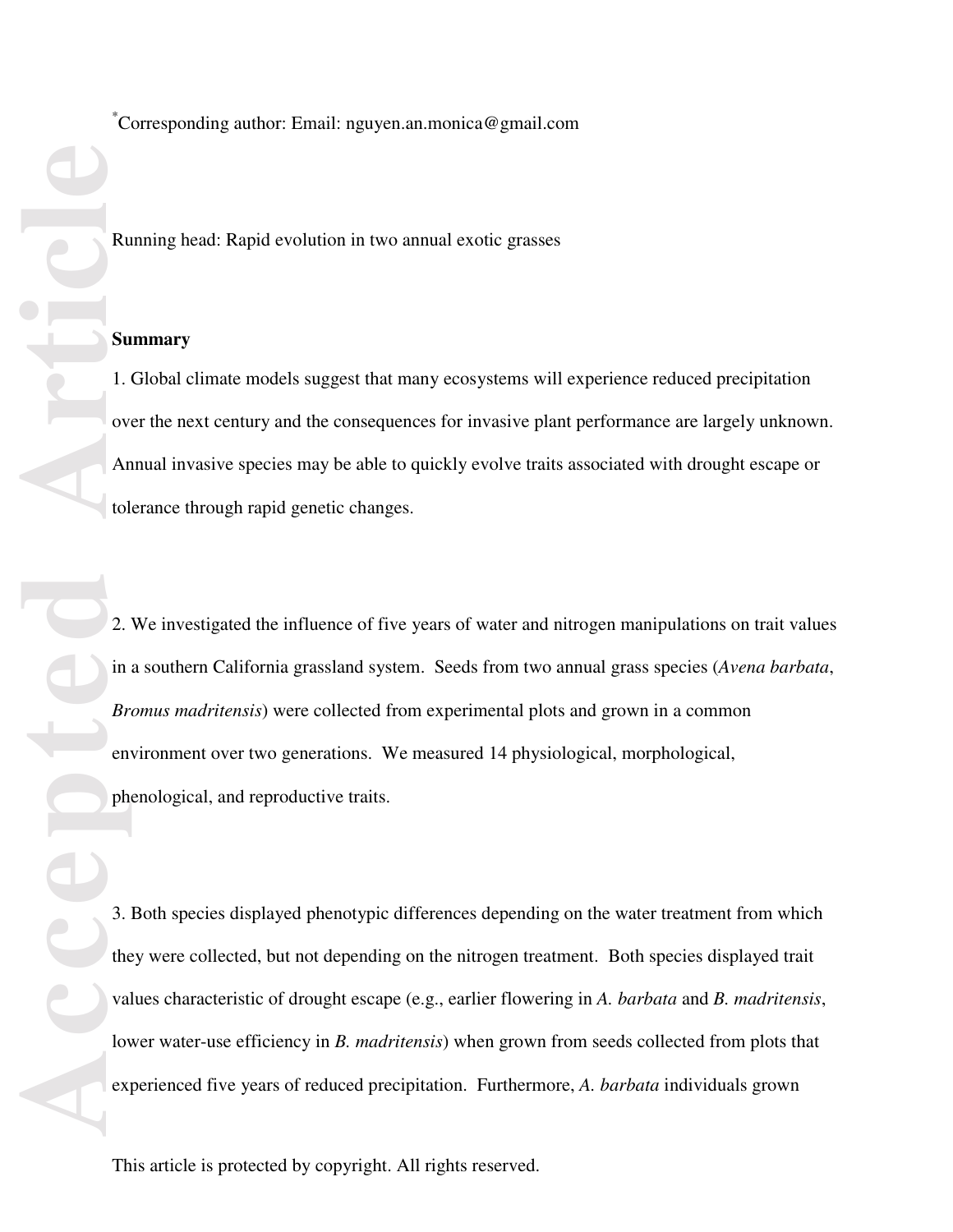*Corresponding author: Email: nguyen.an.monica@gmail.com

Running head: Rapid evolution in two annual exotic grasses

## Summary

1. Global climate models suggest that many ecosystems will experience reduced precipitation over the next century and the consequences for invasive plant performance are largely unknown. Annual invasive species may be able to quickly evolve traits associated with drought escape or tolerance through rapid genetic changes.

2. We investigated the influence of five years of water and nitrogen manipulations on trait values in a southern California grassland system. Seeds from two annual grass species (*Avena barbata*, *Bromus madritensis*) were collected from experimental plots and grown in a common environment over two generations. We measured 14 physiological, morphological, phenological, and reproductive traits.

3. Both species displayed phenotypic differences depending on the water treatment from which they were collected, but not depending on the nitrogen treatment. Both species displayed trait values characteristic of drought escape (e.g., earlier flowering in *A. barbata* and *B. madritensis*, lower water-use efficiency in *B. madritensis*) when grown from seeds collected from plots that experienced five years of reduced precipitation. Furthermore, *A. barbata* individuals grown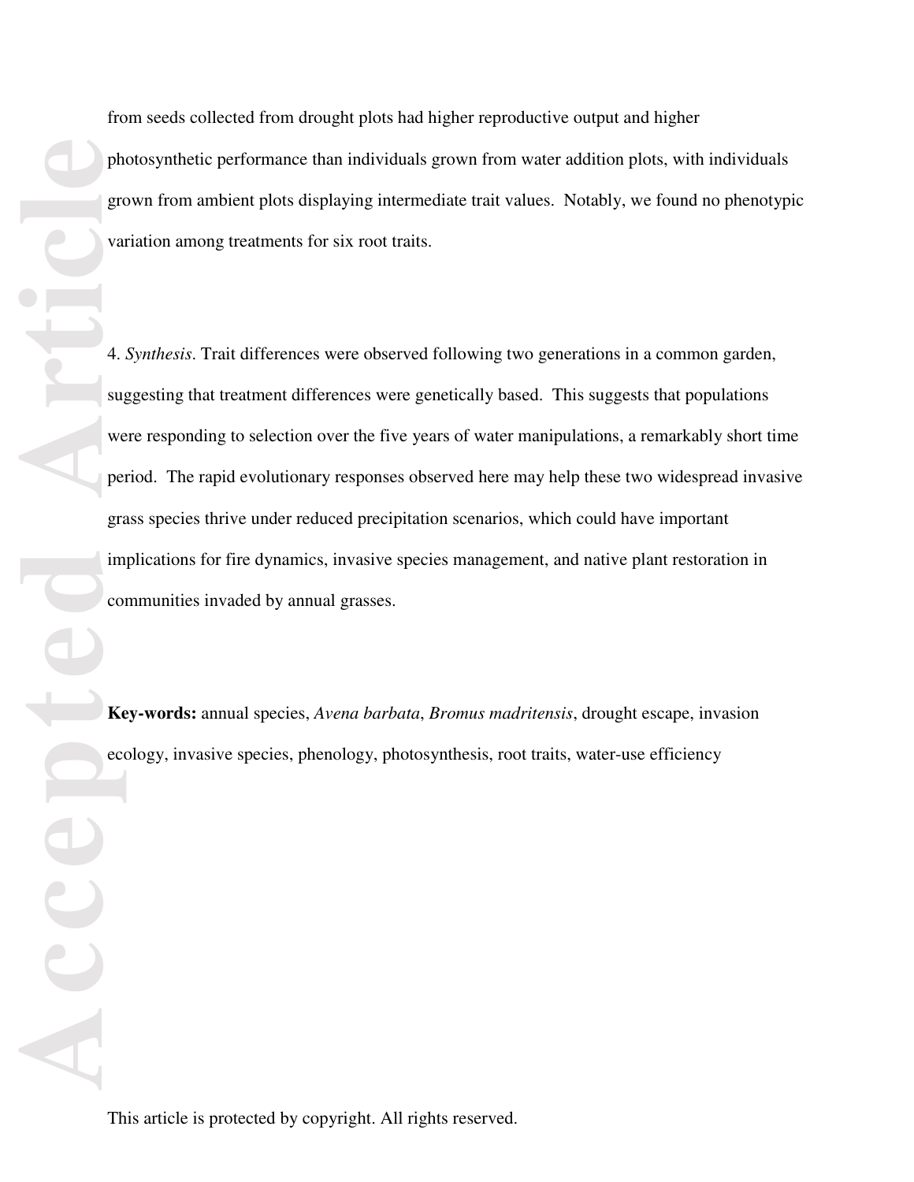from seeds collected from drought plots had higher reproductive output and higher photosynthetic performance than individuals grown from water addition plots, with individuals grown from ambient plots displaying intermediate trait values. Notably, we found no phenotypic variation among treatments for six root traits.

4. *Synthesis*. Trait differences were observed following two generations in a common garden, suggesting that treatment differences were genetically based. This suggests that populations were responding to selection over the five years of water manipulations, a remarkably short time period. The rapid evolutionary responses observed here may help these two widespread invasive grass species thrive under reduced precipitation scenarios, which could have important implications for fire dynamics, invasive species management, and native plant restoration in communities invaded by annual grasses.

**Key-words:** annual species, *Avena barbata*, *Bromus madritensis*, drought escape, invasion ecology, invasive species, phenology, photosynthesis, root traits, water-use efficiency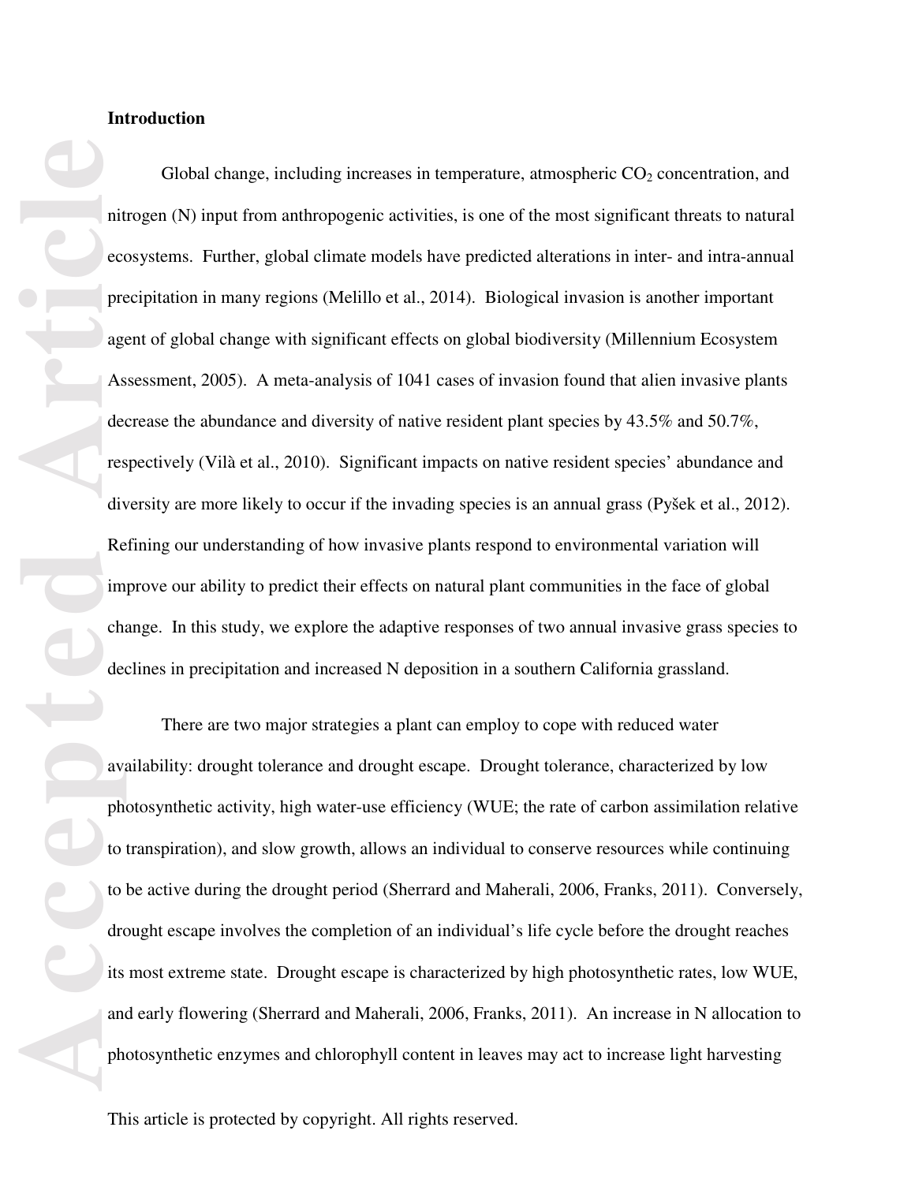## Introduction

Global change, including increases in temperature, atmospheric $CO_2$ concentration, and nitrogen (N) input from anthropogenic activities, is one of the most significant threats to natural ecosystems. Further, global climate models have predicted alterations in inter- and intra-annual precipitation in many regions (Melillo et al., 2014). Biological invasion is another important agent of global change with significant effects on global biodiversity (Millennium Ecosystem Assessment, 2005). A meta-analysis of 1041 cases of invasion found that alien invasive plants decrease the abundance and diversity of native resident plant species by 43.5% and 50.7%, respectively (Vilà et al., 2010). Significant impacts on native resident species' abundance and diversity are more likely to occur if the invading species is an annual grass (Pyšek et al., 2012). Refining our understanding of how invasive plants respond to environmental variation will improve our ability to predict their effects on natural plant communities in the face of global change. In this study, we explore the adaptive responses of two annual invasive grass species to declines in precipitation and increased N deposition in a southern California grassland.

There are two major strategies a plant can employ to cope with reduced water availability: drought tolerance and drought escape. Drought tolerance, characterized by low photosynthetic activity, high water-use efficiency (WUE; the rate of carbon assimilation relative to transpiration), and slow growth, allows an individual to conserve resources while continuing to be active during the drought period (Sherrard and Maherali, 2006, Franks, 2011). Conversely, drought escape involves the completion of an individual's life cycle before the drought reaches its most extreme state. Drought escape is characterized by high photosynthetic rates, low WUE, and early flowering (Sherrard and Maherali, 2006, Franks, 2011). An increase in N allocation to photosynthetic enzymes and chlorophyll content in leaves may act to increase light harvesting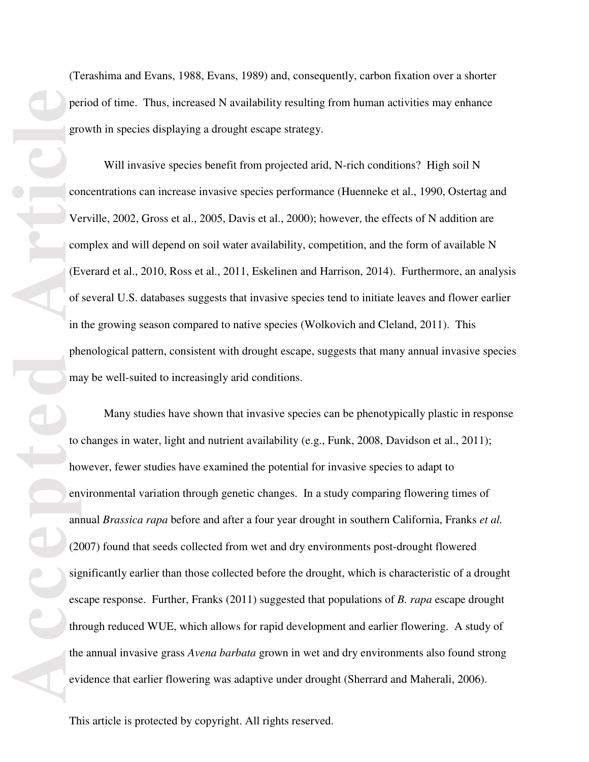(Terashima and Evans, 1988, Evans, 1989) and, consequently, carbon fixation over a shorter period of time. Thus, increased N availability resulting from human activities may enhance growth in species displaying a drought escape strategy.

Will invasive species benefit from projected arid, N-rich conditions? High soil N concentrations can increase invasive species performance (Huenneke et al., 1990, Ostertag and Verville, 2002, Gross et al., 2005, Davis et al., 2000); however, the effects of N addition are complex and will depend on soil water availability, competition, and the form of available N (Everard et al., 2010, Ross et al., 2011, Eskelinen and Harrison, 2014). Furthermore, an analysis of several U.S. databases suggests that invasive species tend to initiate leaves and flower earlier in the growing season compared to native species (Wolkovich and Cleland, 2011). This phenological pattern, consistent with drought escape, suggests that many annual invasive species may be well-suited to increasingly arid conditions.

Many studies have shown that invasive species can be phenotypically plastic in response to changes in water, light and nutrient availability (e.g., Funk, 2008, Davidson et al., 2011); however, fewer studies have examined the potential for invasive species to adapt to environmental variation through genetic changes. In a study comparing flowering times of annual *Brassica rapa* before and after a four year drought in southern California, Franks *et al.* (2007) found that seeds collected from wet and dry environments post-drought flowered significantly earlier than those collected before the drought, which is characteristic of a drought escape response. Further, Franks (2011) suggested that populations of *B. rapa* escape drought through reduced WUE, which allows for rapid development and earlier flowering. A study of the annual invasive grass *Avena barbata* grown in wet and dry environments also found strong evidence that earlier flowering was adaptive under drought (Sherrard and Maherali, 2006).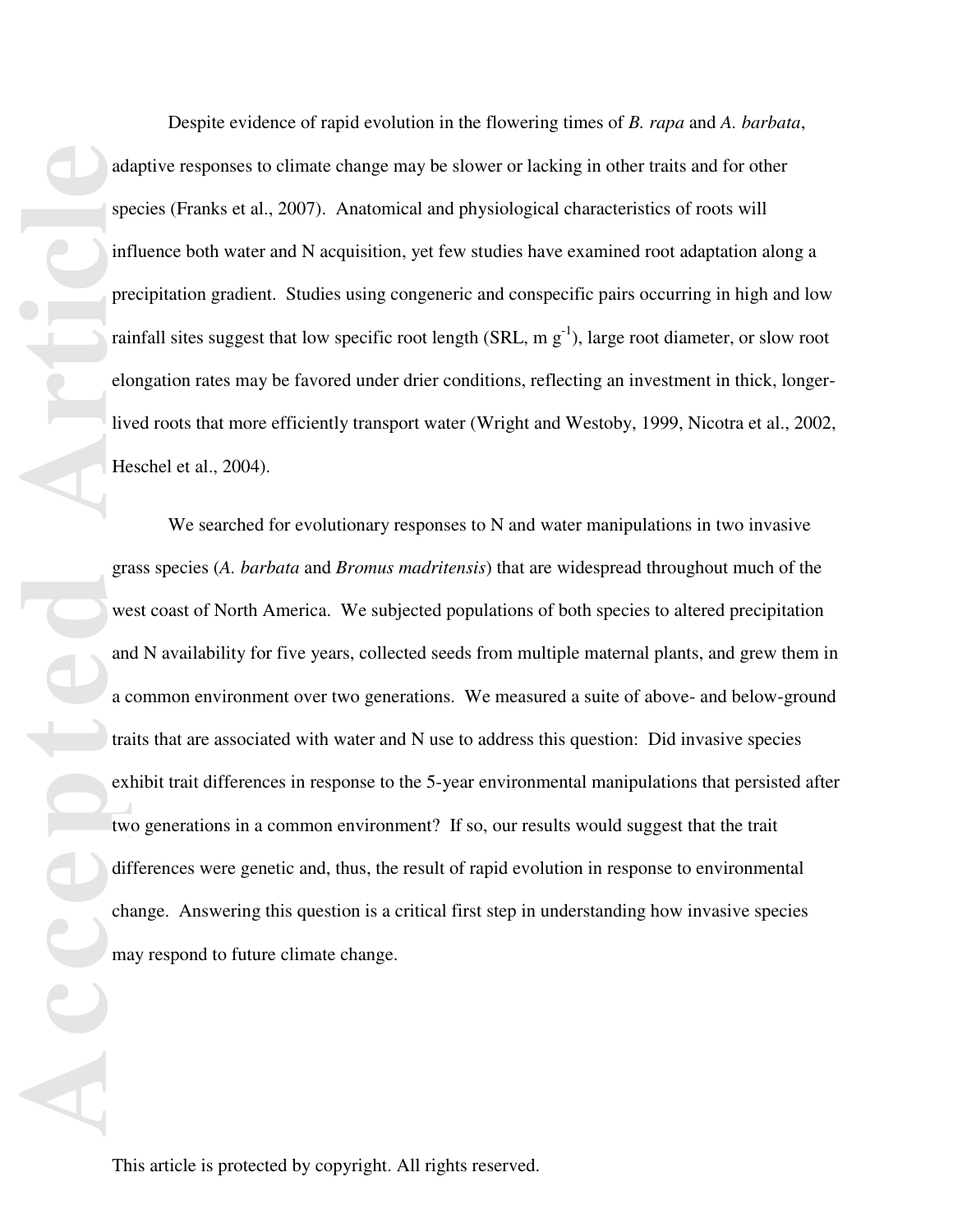Despite evidence of rapid evolution in the flowering times of *B. rapa* and *A. barbata*, adaptive responses to climate change may be slower or lacking in other traits and for other species (Franks et al., 2007). Anatomical and physiological characteristics of roots will influence both water and N acquisition, yet few studies have examined root adaptation along a precipitation gradient. Studies using congeneric and conspecific pairs occurring in high and low rainfall sites suggest that low specific root length (SRL, m $g^{-1}$), large root diameter, or slow root elongation rates may be favored under drier conditions, reflecting an investment in thick, longer-lived roots that more efficiently transport water (Wright and Westoby, 1999, Nicotra et al., 2002, Heschel et al., 2004).

We searched for evolutionary responses to N and water manipulations in two invasive grass species (*A. barbata* and *Bromus madritensis*) that are widespread throughout much of the west coast of North America. We subjected populations of both species to altered precipitation and N availability for five years, collected seeds from multiple maternal plants, and grew them in a common environment over two generations. We measured a suite of above- and below-ground traits that are associated with water and N use to address this question: Did invasive species exhibit trait differences in response to the 5-year environmental manipulations that persisted after two generations in a common environment? If so, our results would suggest that the trait differences were genetic and, thus, the result of rapid evolution in response to environmental change. Answering this question is a critical first step in understanding how invasive species may respond to future climate change.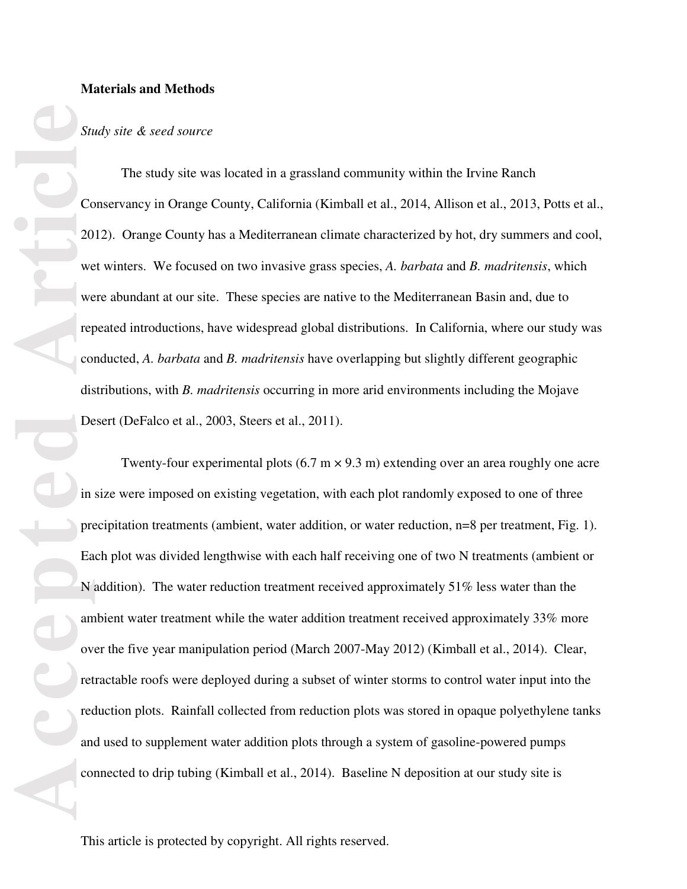**Materials and Methods**

*Study site & seed source*

The study site was located in a grassland community within the Irvine Ranch Conservancy in Orange County, California (Kimball et al., 2014, Allison et al., 2013, Potts et al., 2012). Orange County has a Mediterranean climate characterized by hot, dry summers and cool, wet winters. We focused on two invasive grass species, *A. barbata* and *B. madritensis*, which were abundant at our site. These species are native to the Mediterranean Basin and, due to repeated introductions, have widespread global distributions. In California, where our study was conducted, *A. barbata* and *B. madritensis* have overlapping but slightly different geographic distributions, with *B. madritensis* occurring in more arid environments including the Mojave Desert (DeFalco et al., 2003, Steers et al., 2011).

Twenty-four experimental plots (6.7 m × 9.3 m) extending over an area roughly one acre in size were imposed on existing vegetation, with each plot randomly exposed to one of three precipitation treatments (ambient, water addition, or water reduction, n=8 per treatment, Fig. 1). Each plot was divided lengthwise with each half receiving one of two N treatments (ambient or N addition). The water reduction treatment received approximately 51% less water than the ambient water treatment while the water addition treatment received approximately 33% more over the five year manipulation period (March 2007-May 2012) (Kimball et al., 2014). Clear, retractable roofs were deployed during a subset of winter storms to control water input into the reduction plots. Rainfall collected from reduction plots was stored in opaque polyethylene tanks and used to supplement water addition plots through a system of gasoline-powered pumps connected to drip tubing (Kimball et al., 2014). Baseline N deposition at our study site is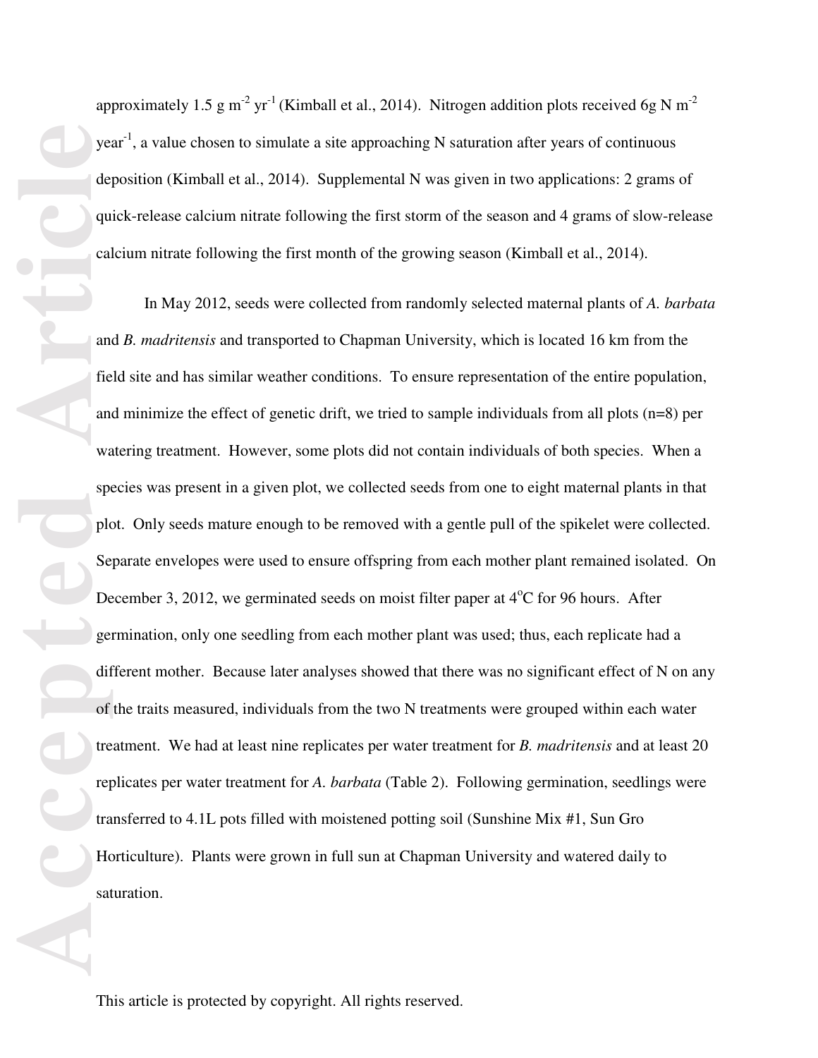approximately 1.5 g $m^{-2}$ $yr^{-1}$ (Kimball et al., 2014). Nitrogen addition plots received 6g N $m^{-2}$ $year^{-1}$, a value chosen to simulate a site approaching N saturation after years of continuous deposition (Kimball et al., 2014). Supplemental N was given in two applications: 2 grams of quick-release calcium nitrate following the first storm of the season and 4 grams of slow-release calcium nitrate following the first month of the growing season (Kimball et al., 2014).

In May 2012, seeds were collected from randomly selected maternal plants of *A. barbata* and *B. madritensis* and transported to Chapman University, which is located 16 km from the field site and has similar weather conditions. To ensure representation of the entire population, and minimize the effect of genetic drift, we tried to sample individuals from all plots (n=8) per watering treatment. However, some plots did not contain individuals of both species. When a species was present in a given plot, we collected seeds from one to eight maternal plants in that plot. Only seeds mature enough to be removed with a gentle pull of the spikelet were collected. Separate envelopes were used to ensure offspring from each mother plant remained isolated. On December 3, 2012, we germinated seeds on moist filter paper at $4^{o}C$ for 96 hours. After germination, only one seedling from each mother plant was used; thus, each replicate had a different mother. Because later analyses showed that there was no significant effect of N on any of the traits measured, individuals from the two N treatments were grouped within each water treatment. We had at least nine replicates per water treatment for *B. madritensis* and at least 20 replicates per water treatment for *A. barbata* (Table 2). Following germination, seedlings were transferred to 4.1L pots filled with moistened potting soil (Sunshine Mix #1, Sun Gro Horticulture). Plants were grown in full sun at Chapman University and watered daily to saturation.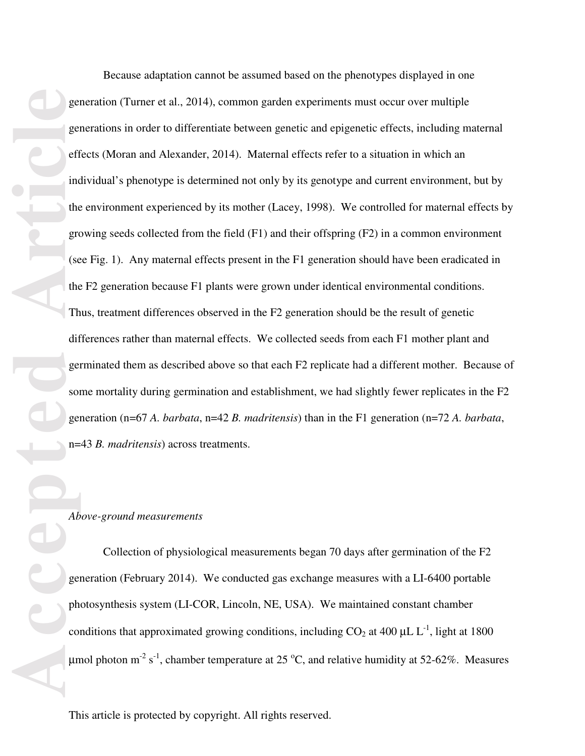Because adaptation cannot be assumed based on the phenotypes displayed in one generation (Turner et al., 2014), common garden experiments must occur over multiple generations in order to differentiate between genetic and epigenetic effects, including maternal effects (Moran and Alexander, 2014). Maternal effects refer to a situation in which an individual's phenotype is determined not only by its genotype and current environment, but by the environment experienced by its mother (Lacey, 1998). We controlled for maternal effects by growing seeds collected from the field (F1) and their offspring (F2) in a common environment (see Fig. 1). Any maternal effects present in the F1 generation should have been eradicated in the F2 generation because F1 plants were grown under identical environmental conditions. Thus, treatment differences observed in the F2 generation should be the result of genetic differences rather than maternal effects. We collected seeds from each F1 mother plant and germinated them as described above so that each F2 replicate had a different mother. Because of some mortality during germination and establishment, we had slightly fewer replicates in the F2 generation (n=67 *A. barbata*, n=42 *B. madritensis*) than in the F1 generation (n=72 *A. barbata*, n=43 *B. madritensis*) across treatments.

*Above-ground measurements*

Collection of physiological measurements began 70 days after germination of the F2 generation (February 2014). We conducted gas exchange measures with a LI-6400 portable photosynthesis system (LI-COR, Lincoln, NE, USA). We maintained constant chamber conditions that approximated growing conditions, including $CO_2$ at 400 μL $L^{-1}$, light at 1800 μmol photon $m^{-2}$ $s^{-1}$, chamber temperature at 25 °C, and relative humidity at 52-62%. Measures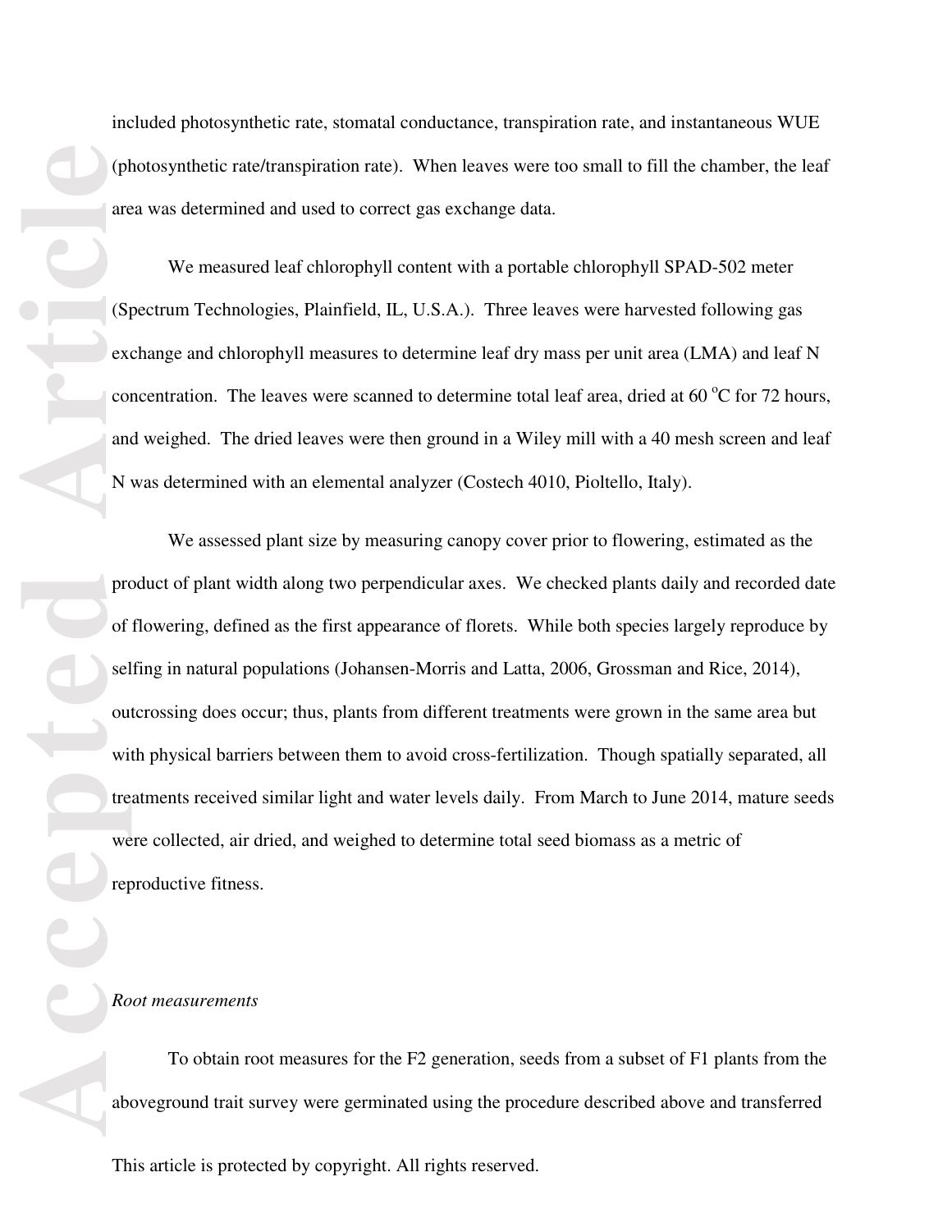included photosynthetic rate, stomatal conductance, transpiration rate, and instantaneous WUE (photosynthetic rate/transpiration rate). When leaves were too small to fill the chamber, the leaf area was determined and used to correct gas exchange data.

We measured leaf chlorophyll content with a portable chlorophyll SPAD-502 meter (Spectrum Technologies, Plainfield, IL, U.S.A.). Three leaves were harvested following gas exchange and chlorophyll measures to determine leaf dry mass per unit area (LMA) and leaf N concentration. The leaves were scanned to determine total leaf area, dried at 60 $^{o}$C for 72 hours, and weighed. The dried leaves were then ground in a Wiley mill with a 40 mesh screen and leaf N was determined with an elemental analyzer (Costech 4010, Pioltello, Italy).

We assessed plant size by measuring canopy cover prior to flowering, estimated as the product of plant width along two perpendicular axes. We checked plants daily and recorded date of flowering, defined as the first appearance of florets. While both species largely reproduce by selfing in natural populations (Johansen-Morris and Latta, 2006, Grossman and Rice, 2014), outcrossing does occur; thus, plants from different treatments were grown in the same area but with physical barriers between them to avoid cross-fertilization. Though spatially separated, all treatments received similar light and water levels daily. From March to June 2014, mature seeds were collected, air dried, and weighed to determine total seed biomass as a metric of reproductive fitness.

*Root measurements*

To obtain root measures for the F2 generation, seeds from a subset of F1 plants from the aboveground trait survey were germinated using the procedure described above and transferred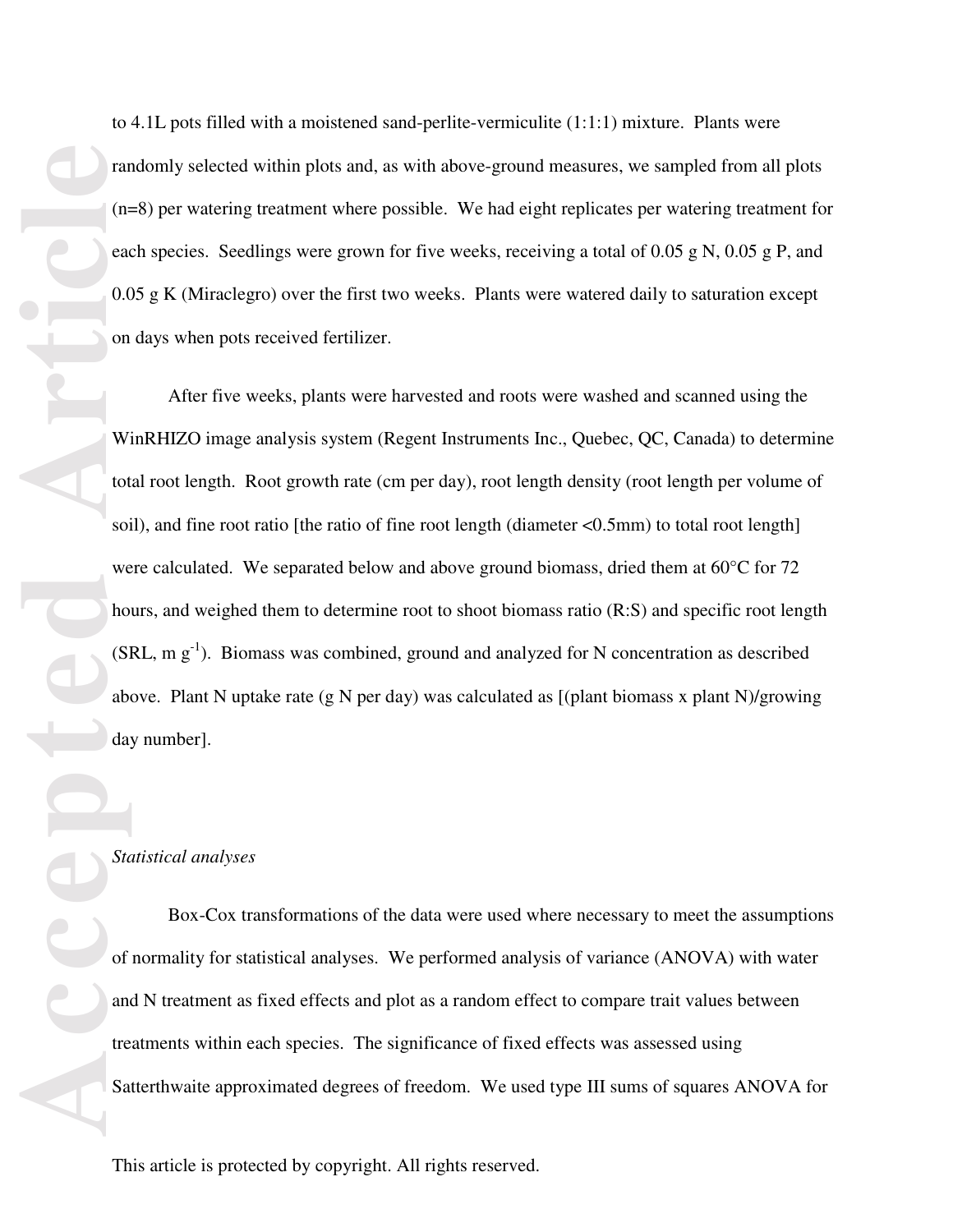to 4.1L pots filled with a moistened sand-perlite-vermiculite (1:1:1) mixture. Plants were randomly selected within plots and, as with above-ground measures, we sampled from all plots (n=8) per watering treatment where possible. We had eight replicates per watering treatment for each species. Seedlings were grown for five weeks, receiving a total of 0.05 g N, 0.05 g P, and 0.05 g K (Miraclegro) over the first two weeks. Plants were watered daily to saturation except on days when pots received fertilizer.

After five weeks, plants were harvested and roots were washed and scanned using the WinRHIZO image analysis system (Regent Instruments Inc., Quebec, QC, Canada) to determine total root length. Root growth rate (cm per day), root length density (root length per volume of soil), and fine root ratio [the ratio of fine root length (diameter <0.5mm) to total root length] were calculated. We separated below and above ground biomass, dried them at 60°C for 72 hours, and weighed them to determine root to shoot biomass ratio (R:S) and specific root length (SRL, m $g^{-1}$). Biomass was combined, ground and analyzed for N concentration as described above. Plant N uptake rate (g N per day) was calculated as [(plant biomass x plant N)/growing day number].

*Statistical analyses*

Box-Cox transformations of the data were used where necessary to meet the assumptions of normality for statistical analyses. We performed analysis of variance (ANOVA) with water and N treatment as fixed effects and plot as a random effect to compare trait values between treatments within each species. The significance of fixed effects was assessed using Satterthwaite approximated degrees of freedom. We used type III sums of squares ANOVA for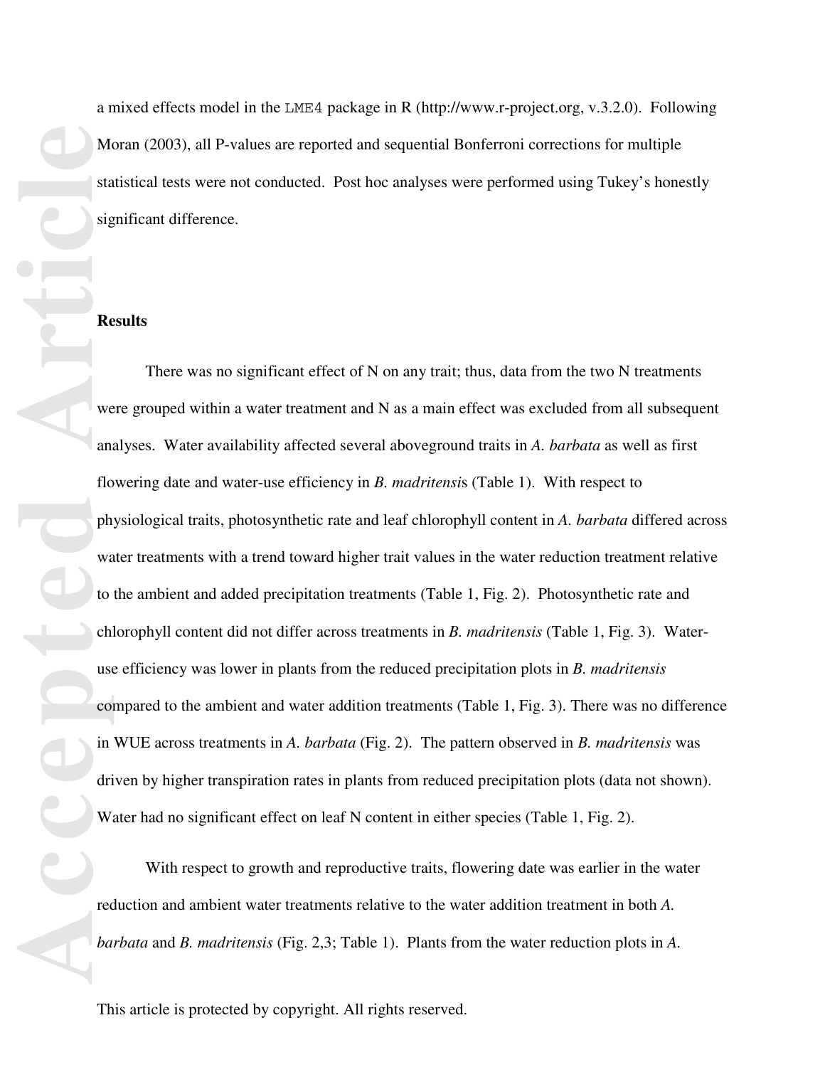a mixed effects model in the LME4 package in R (http://www.r-project.org, v.3.2.0). Following Moran (2003), all P-values are reported and sequential Bonferroni corrections for multiple statistical tests were not conducted. Post hoc analyses were performed using Tukey's honestly significant difference.

## Results

There was no significant effect of N on any trait; thus, data from the two N treatments were grouped within a water treatment and N as a main effect was excluded from all subsequent analyses. Water availability affected several aboveground traits in *A. barbata* as well as first flowering date and water-use efficiency in *B. madritensi*s (Table 1). With respect to physiological traits, photosynthetic rate and leaf chlorophyll content in *A. barbata* differed across water treatments with a trend toward higher trait values in the water reduction treatment relative to the ambient and added precipitation treatments (Table 1, Fig. 2). Photosynthetic rate and chlorophyll content did not differ across treatments in *B. madritensis* (Table 1, Fig. 3). Water-use efficiency was lower in plants from the reduced precipitation plots in *B. madritensis* compared to the ambient and water addition treatments (Table 1, Fig. 3). There was no difference in WUE across treatments in *A. barbata* (Fig. 2). The pattern observed in *B. madritensis* was driven by higher transpiration rates in plants from reduced precipitation plots (data not shown). Water had no significant effect on leaf N content in either species (Table 1, Fig. 2).

With respect to growth and reproductive traits, flowering date was earlier in the water reduction and ambient water treatments relative to the water addition treatment in both *A. barbata* and *B. madritensis* (Fig. 2,3; Table 1). Plants from the water reduction plots in *A.*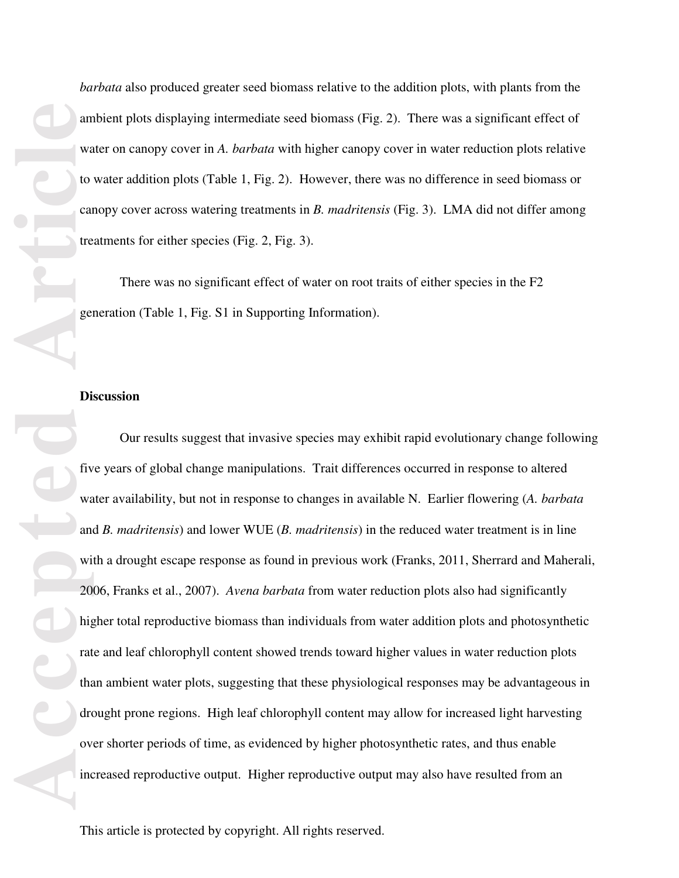*barbata* also produced greater seed biomass relative to the addition plots, with plants from the ambient plots displaying intermediate seed biomass (Fig. 2). There was a significant effect of water on canopy cover in *A. barbata* with higher canopy cover in water reduction plots relative to water addition plots (Table 1, Fig. 2). However, there was no difference in seed biomass or canopy cover across watering treatments in *B. madritensis* (Fig. 3). LMA did not differ among treatments for either species (Fig. 2, Fig. 3).

There was no significant effect of water on root traits of either species in the F2 generation (Table 1, Fig. S1 in Supporting Information).

## Discussion

Our results suggest that invasive species may exhibit rapid evolutionary change following five years of global change manipulations. Trait differences occurred in response to altered water availability, but not in response to changes in available N. Earlier flowering (*A. barbata* and *B. madritensis*) and lower WUE (*B. madritensis*) in the reduced water treatment is in line with a drought escape response as found in previous work (Franks, 2011, Sherrard and Maherali, 2006, Franks et al., 2007). *Avena barbata* from water reduction plots also had significantly higher total reproductive biomass than individuals from water addition plots and photosynthetic rate and leaf chlorophyll content showed trends toward higher values in water reduction plots than ambient water plots, suggesting that these physiological responses may be advantageous in drought prone regions. High leaf chlorophyll content may allow for increased light harvesting over shorter periods of time, as evidenced by higher photosynthetic rates, and thus enable increased reproductive output. Higher reproductive output may also have resulted from an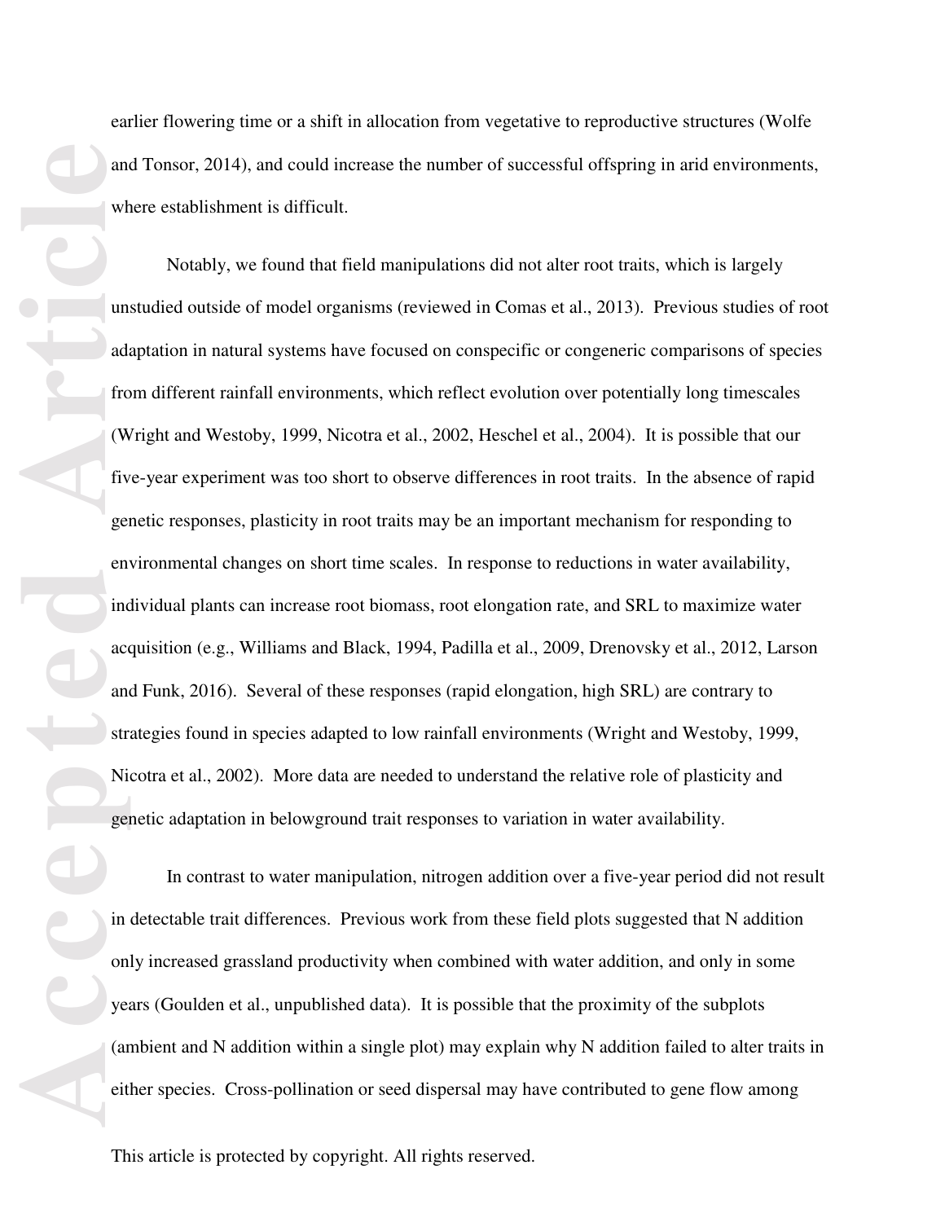earlier flowering time or a shift in allocation from vegetative to reproductive structures (Wolfe and Tonsor, 2014), and could increase the number of successful offspring in arid environments, where establishment is difficult.

Notably, we found that field manipulations did not alter root traits, which is largely unstudied outside of model organisms (reviewed in Comas et al., 2013). Previous studies of root adaptation in natural systems have focused on conspecific or congeneric comparisons of species from different rainfall environments, which reflect evolution over potentially long timescales (Wright and Westoby, 1999, Nicotra et al., 2002, Heschel et al., 2004). It is possible that our five-year experiment was too short to observe differences in root traits. In the absence of rapid genetic responses, plasticity in root traits may be an important mechanism for responding to environmental changes on short time scales. In response to reductions in water availability, individual plants can increase root biomass, root elongation rate, and SRL to maximize water acquisition (e.g., Williams and Black, 1994, Padilla et al., 2009, Drenovsky et al., 2012, Larson and Funk, 2016). Several of these responses (rapid elongation, high SRL) are contrary to strategies found in species adapted to low rainfall environments (Wright and Westoby, 1999, Nicotra et al., 2002). More data are needed to understand the relative role of plasticity and genetic adaptation in belowground trait responses to variation in water availability.

In contrast to water manipulation, nitrogen addition over a five-year period did not result in detectable trait differences. Previous work from these field plots suggested that N addition only increased grassland productivity when combined with water addition, and only in some years (Goulden et al., unpublished data). It is possible that the proximity of the subplots (ambient and N addition within a single plot) may explain why N addition failed to alter traits in either species. Cross-pollination or seed dispersal may have contributed to gene flow among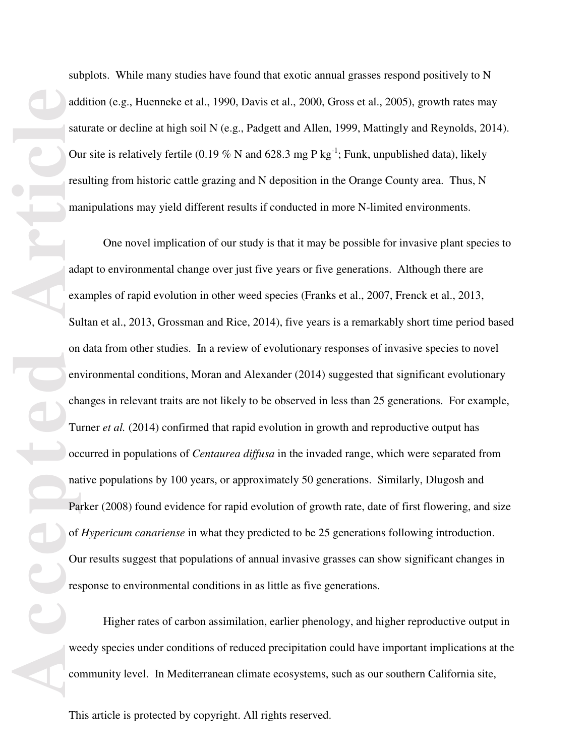subplots. While many studies have found that exotic annual grasses respond positively to N addition (e.g., Huenneke et al., 1990, Davis et al., 2000, Gross et al., 2005), growth rates may saturate or decline at high soil N (e.g., Padgett and Allen, 1999, Mattingly and Reynolds, 2014). Our site is relatively fertile (0.19 % N and 628.3 mg P $kg^{-1}$; Funk, unpublished data), likely resulting from historic cattle grazing and N deposition in the Orange County area. Thus, N manipulations may yield different results if conducted in more N-limited environments.

One novel implication of our study is that it may be possible for invasive plant species to adapt to environmental change over just five years or five generations. Although there are examples of rapid evolution in other weed species (Franks et al., 2007, Frenck et al., 2013, Sultan et al., 2013, Grossman and Rice, 2014), five years is a remarkably short time period based on data from other studies. In a review of evolutionary responses of invasive species to novel environmental conditions, Moran and Alexander (2014) suggested that significant evolutionary changes in relevant traits are not likely to be observed in less than 25 generations. For example, Turner *et al.* (2014) confirmed that rapid evolution in growth and reproductive output has occurred in populations of *Centaurea diffusa* in the invaded range, which were separated from native populations by 100 years, or approximately 50 generations. Similarly, Dlugosh and Parker (2008) found evidence for rapid evolution of growth rate, date of first flowering, and size of *Hypericum canariense* in what they predicted to be 25 generations following introduction. Our results suggest that populations of annual invasive grasses can show significant changes in response to environmental conditions in as little as five generations.

Higher rates of carbon assimilation, earlier phenology, and higher reproductive output in weedy species under conditions of reduced precipitation could have important implications at the community level. In Mediterranean climate ecosystems, such as our southern California site,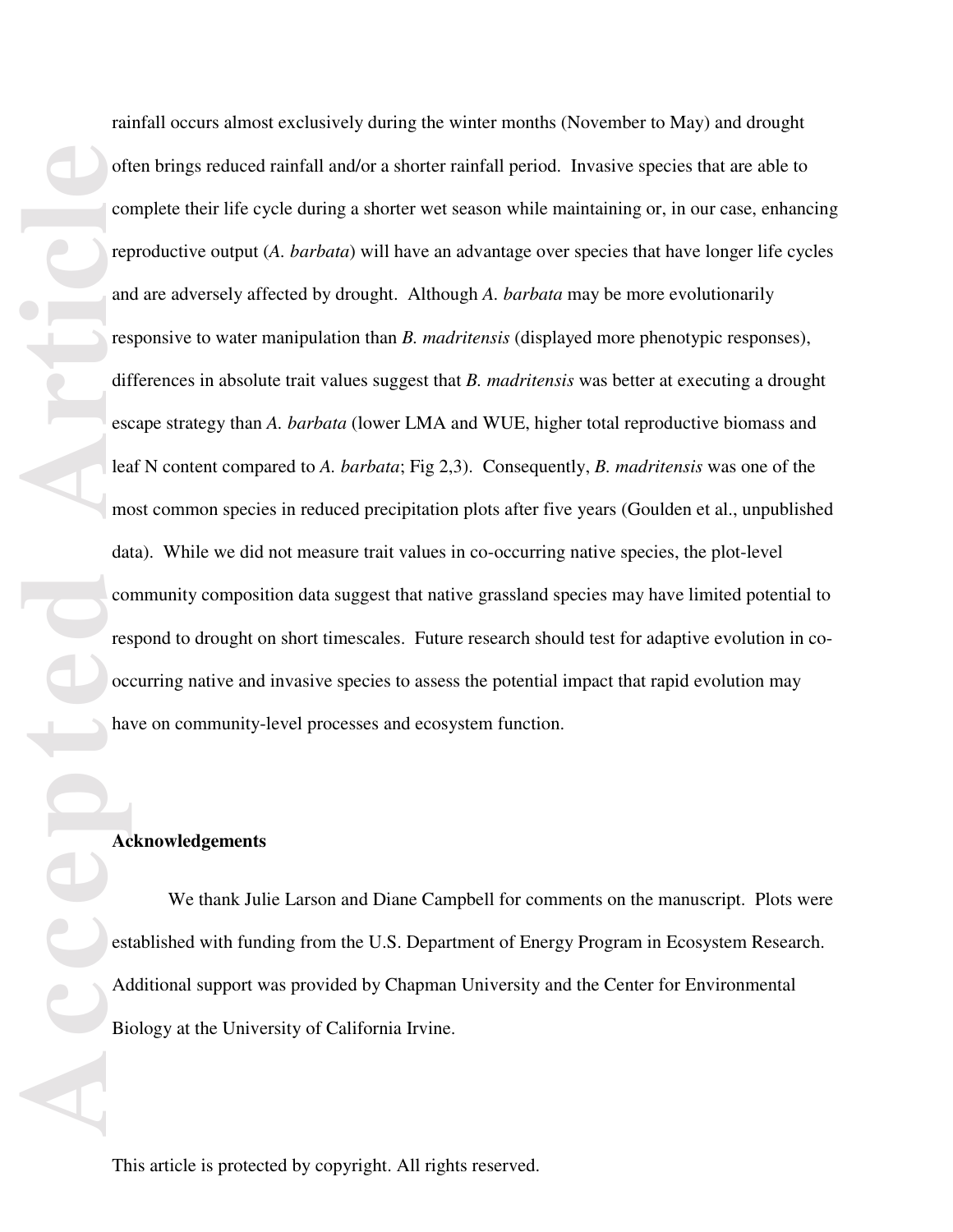rainfall occurs almost exclusively during the winter months (November to May) and drought often brings reduced rainfall and/or a shorter rainfall period. Invasive species that are able to complete their life cycle during a shorter wet season while maintaining or, in our case, enhancing reproductive output (*A. barbata*) will have an advantage over species that have longer life cycles and are adversely affected by drought. Although *A. barbata* may be more evolutionarily responsive to water manipulation than *B. madritensis* (displayed more phenotypic responses), differences in absolute trait values suggest that *B. madritensis* was better at executing a drought escape strategy than *A. barbata* (lower LMA and WUE, higher total reproductive biomass and leaf N content compared to *A. barbata*; Fig 2,3). Consequently, *B. madritensis* was one of the most common species in reduced precipitation plots after five years (Goulden et al., unpublished data). While we did not measure trait values in co-occurring native species, the plot-level community composition data suggest that native grassland species may have limited potential to respond to drought on short timescales. Future research should test for adaptive evolution in co-occurring native and invasive species to assess the potential impact that rapid evolution may have on community-level processes and ecosystem function.

## Acknowledgements

We thank Julie Larson and Diane Campbell for comments on the manuscript. Plots were established with funding from the U.S. Department of Energy Program in Ecosystem Research. Additional support was provided by Chapman University and the Center for Environmental Biology at the University of California Irvine.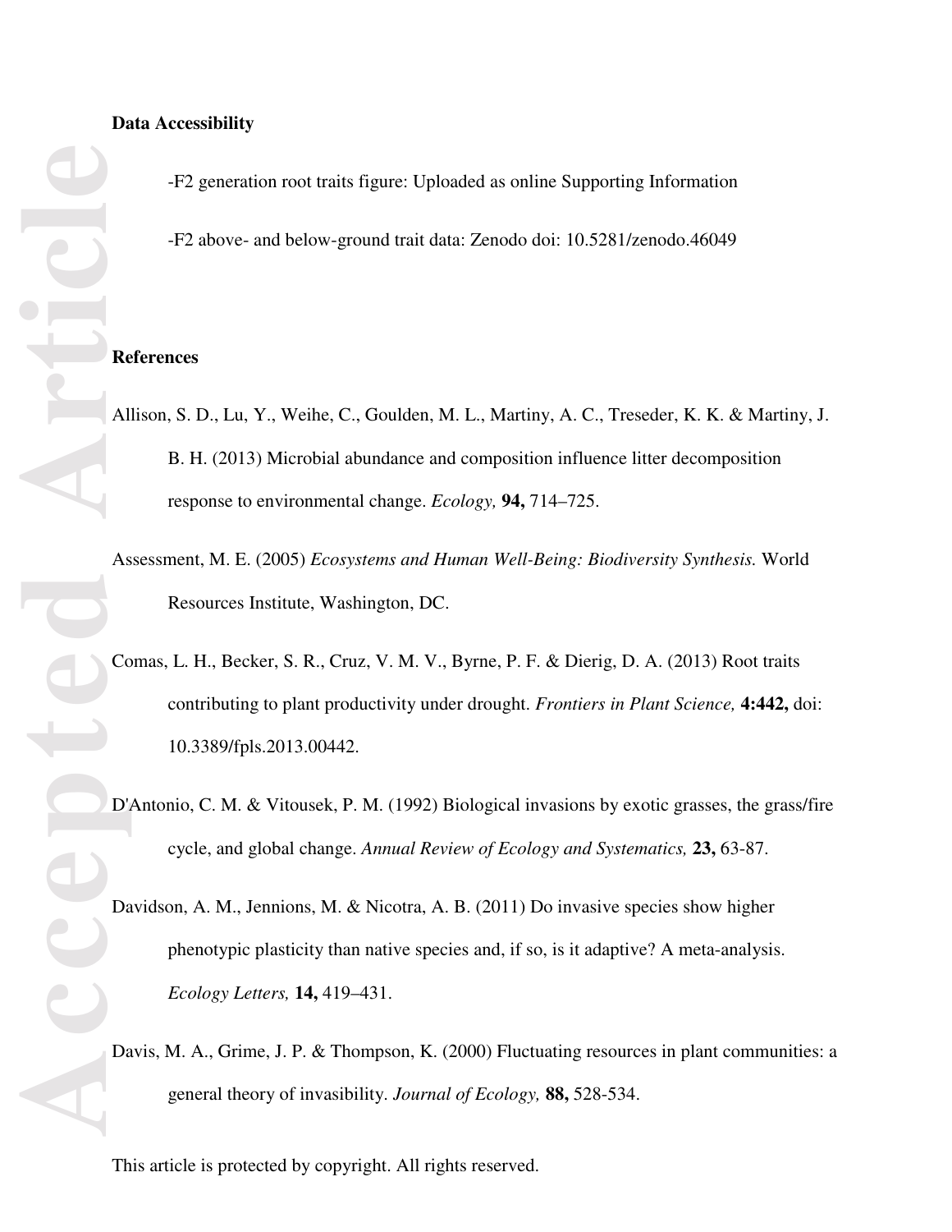## Data Accessibility

-F2 generation root traits figure: Uploaded as online Supporting Information

-F2 above- and below-ground trait data: Zenodo doi: 10.5281/zenodo.46049

## References

Allison, S. D., Lu, Y., Weihe, C., Goulden, M. L., Martiny, A. C., Treseder, K. K. & Martiny, J. B. H. (2013) Microbial abundance and composition influence litter decomposition response to environmental change. *Ecology,* **94,** 714–725.

Assessment, M. E. (2005) *Ecosystems and Human Well-Being: Biodiversity Synthesis.* World Resources Institute, Washington, DC.

Comas, L. H., Becker, S. R., Cruz, V. M. V., Byrne, P. F. & Dierig, D. A. (2013) Root traits contributing to plant productivity under drought. *Frontiers in Plant Science,* **4:442,** doi: 10.3389/fpls.2013.00442.

D'Antonio, C. M. & Vitousek, P. M. (1992) Biological invasions by exotic grasses, the grass/fire cycle, and global change. *Annual Review of Ecology and Systematics,* **23,** 63-87.

Davidson, A. M., Jennions, M. & Nicotra, A. B. (2011) Do invasive species show higher phenotypic plasticity than native species and, if so, is it adaptive? A meta-analysis. *Ecology Letters,* **14,** 419–431.

Davis, M. A., Grime, J. P. & Thompson, K. (2000) Fluctuating resources in plant communities: a general theory of invasibility. *Journal of Ecology,* **88,** 528-534.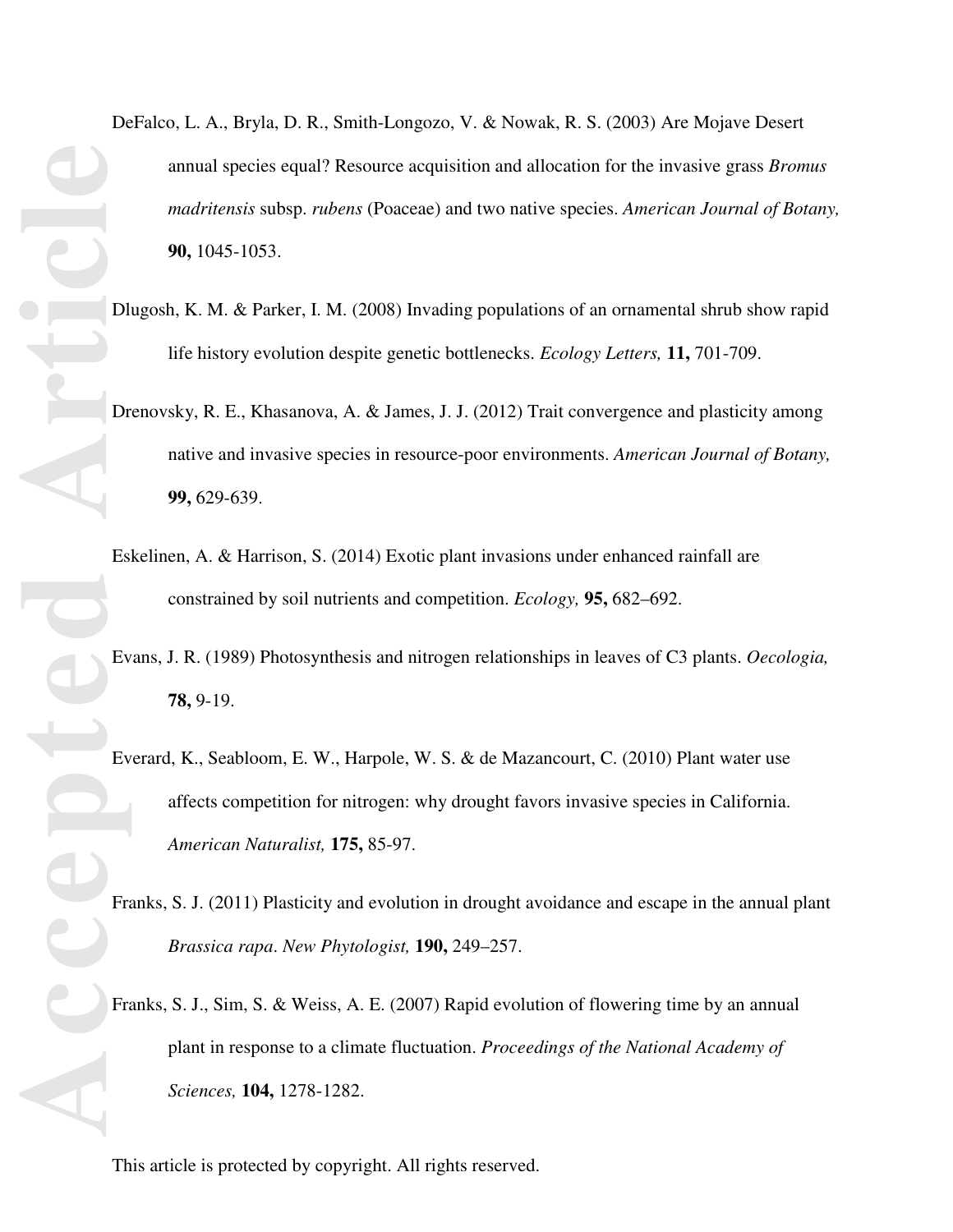DeFalco, L. A., Bryla, D. R., Smith-Longozo, V. & Nowak, R. S. (2003) Are Mojave Desert annual species equal? Resource acquisition and allocation for the invasive grass *Bromus madritensis* subsp. *rubens* (Poaceae) and two native species. *American Journal of Botany,* **90,** 1045-1053.

Dlugosh, K. M. & Parker, I. M. (2008) Invading populations of an ornamental shrub show rapid life history evolution despite genetic bottlenecks. *Ecology Letters,* **11,** 701-709.

Drenovsky, R. E., Khasanova, A. & James, J. J. (2012) Trait convergence and plasticity among native and invasive species in resource-poor environments. *American Journal of Botany,* **99,** 629-639.

Eskelinen, A. & Harrison, S. (2014) Exotic plant invasions under enhanced rainfall are constrained by soil nutrients and competition. *Ecology,* **95,** 682–692.

Evans, J. R. (1989) Photosynthesis and nitrogen relationships in leaves of C3 plants. *Oecologia,* **78,** 9-19.

Everard, K., Seabloom, E. W., Harpole, W. S. & de Mazancourt, C. (2010) Plant water use affects competition for nitrogen: why drought favors invasive species in California. *American Naturalist,* **175,** 85-97.

Franks, S. J. (2011) Plasticity and evolution in drought avoidance and escape in the annual plant *Brassica rapa*. *New Phytologist,* **190,** 249–257.

Franks, S. J., Sim, S. & Weiss, A. E. (2007) Rapid evolution of flowering time by an annual plant in response to a climate fluctuation. *Proceedings of the National Academy of Sciences,* **104,** 1278-1282.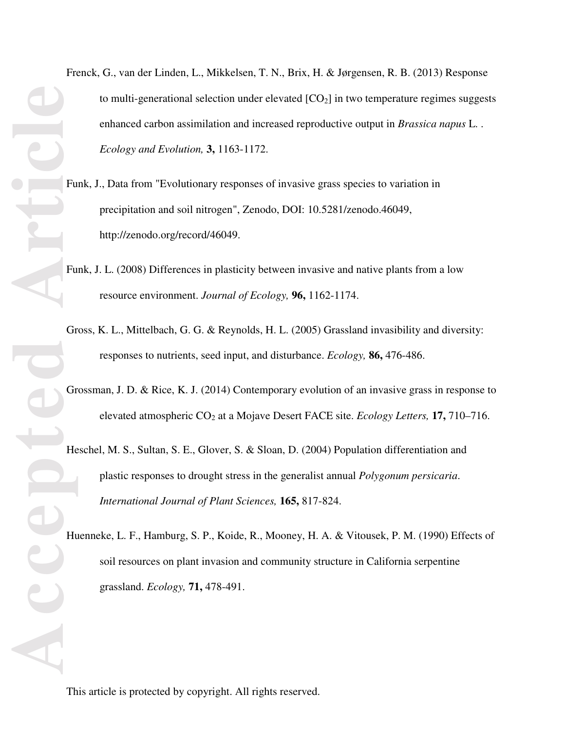Frenck, G., van der Linden, L., Mikkelsen, T. N., Brix, H. & Jørgensen, R. B. (2013) Response to multi-generational selection under elevated [$CO_2$] in two temperature regimes suggests enhanced carbon assimilation and increased reproductive output in *Brassica napus* L. . *Ecology and Evolution,* **3,** 1163-1172.

Funk, J., Data from "Evolutionary responses of invasive grass species to variation in precipitation and soil nitrogen", Zenodo, DOI: 10.5281/zenodo.46049, http://zenodo.org/record/46049.

Funk, J. L. (2008) Differences in plasticity between invasive and native plants from a low resource environment. *Journal of Ecology,* **96,** 1162-1174.

Gross, K. L., Mittelbach, G. G. & Reynolds, H. L. (2005) Grassland invasibility and diversity: responses to nutrients, seed input, and disturbance. *Ecology,* **86,** 476-486.

Grossman, J. D. & Rice, K. J. (2014) Contemporary evolution of an invasive grass in response to elevated atmospheric $CO_2$ at a Mojave Desert FACE site. *Ecology Letters,* **17,** 710–716.

Heschel, M. S., Sultan, S. E., Glover, S. & Sloan, D. (2004) Population differentiation and plastic responses to drought stress in the generalist annual *Polygonum persicaria*. *International Journal of Plant Sciences,* **165,** 817-824.

Huenneke, L. F., Hamburg, S. P., Koide, R., Mooney, H. A. & Vitousek, P. M. (1990) Effects of soil resources on plant invasion and community structure in California serpentine grassland. *Ecology,* **71,** 478-491.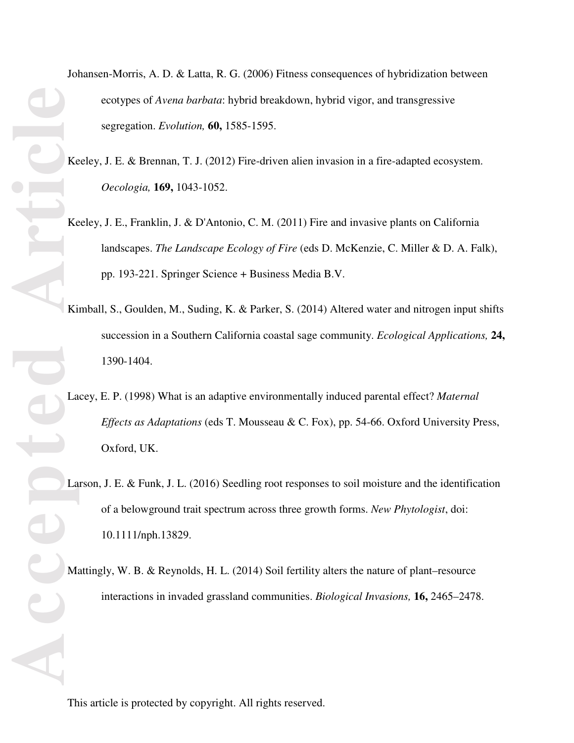Johansen-Morris, A. D. & Latta, R. G. (2006) Fitness consequences of hybridization between ecotypes of *Avena barbata*: hybrid breakdown, hybrid vigor, and transgressive segregation. *Evolution,* **60,** 1585-1595.

Keeley, J. E. & Brennan, T. J. (2012) Fire-driven alien invasion in a fire-adapted ecosystem. *Oecologia,* **169,** 1043-1052.

Keeley, J. E., Franklin, J. & D'Antonio, C. M. (2011) Fire and invasive plants on California landscapes. *The Landscape Ecology of Fire* (eds D. McKenzie, C. Miller & D. A. Falk), pp. 193-221. Springer Science + Business Media B.V.

Kimball, S., Goulden, M., Suding, K. & Parker, S. (2014) Altered water and nitrogen input shifts succession in a Southern California coastal sage community. *Ecological Applications,* **24,** 1390-1404.

Lacey, E. P. (1998) What is an adaptive environmentally induced parental effect? *Maternal Effects as Adaptations* (eds T. Mousseau & C. Fox), pp. 54-66. Oxford University Press, Oxford, UK.

Larson, J. E. & Funk, J. L. (2016) Seedling root responses to soil moisture and the identification of a belowground trait spectrum across three growth forms. *New Phytologist*, doi: 10.1111/nph.13829.

Mattingly, W. B. & Reynolds, H. L. (2014) Soil fertility alters the nature of plant–resource interactions in invaded grassland communities. *Biological Invasions,* **16,** 2465–2478.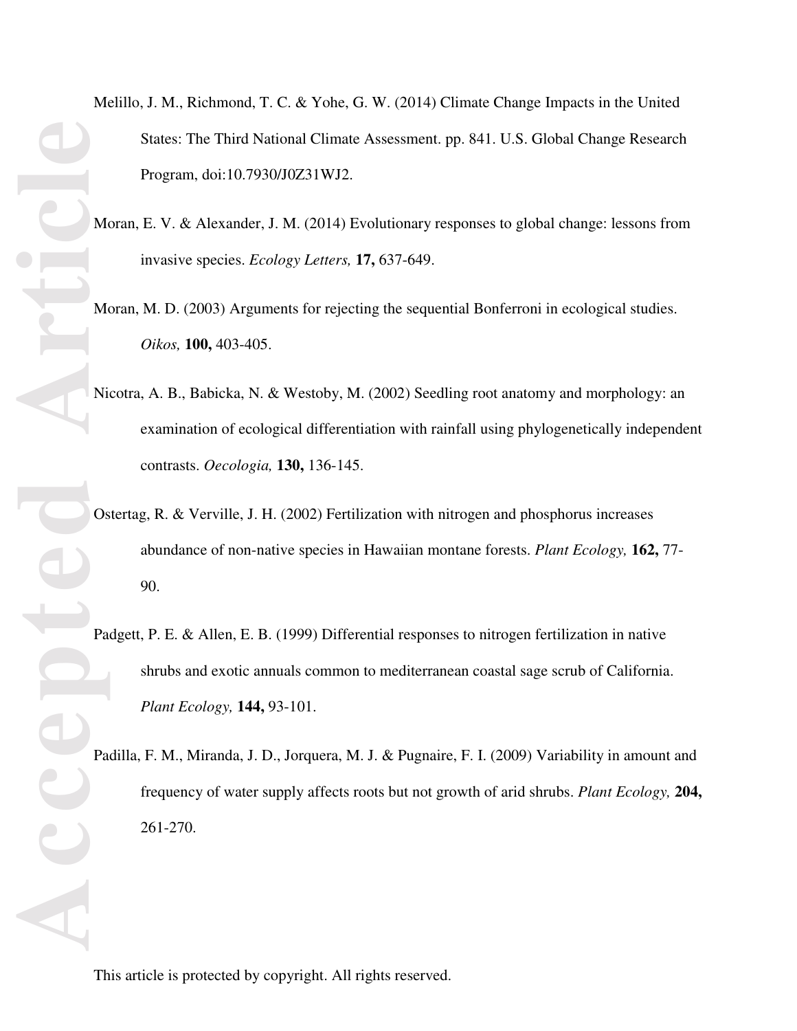Melillo, J. M., Richmond, T. C. & Yohe, G. W. (2014) Climate Change Impacts in the United States: The Third National Climate Assessment. pp. 841. U.S. Global Change Research Program, doi:10.7930/J0Z31WJ2.

Moran, E. V. & Alexander, J. M. (2014) Evolutionary responses to global change: lessons from invasive species. *Ecology Letters,* **17,** 637-649.

Moran, M. D. (2003) Arguments for rejecting the sequential Bonferroni in ecological studies. *Oikos,* **100,** 403-405.

Nicotra, A. B., Babicka, N. & Westoby, M. (2002) Seedling root anatomy and morphology: an examination of ecological differentiation with rainfall using phylogenetically independent contrasts. *Oecologia,* **130,** 136-145.

Ostertag, R. & Verville, J. H. (2002) Fertilization with nitrogen and phosphorus increases abundance of non-native species in Hawaiian montane forests. *Plant Ecology,* **162,** 77-90.

Padgett, P. E. & Allen, E. B. (1999) Differential responses to nitrogen fertilization in native shrubs and exotic annuals common to mediterranean coastal sage scrub of California. *Plant Ecology,* **144,** 93-101.

Padilla, F. M., Miranda, J. D., Jorquera, M. J. & Pugnaire, F. I. (2009) Variability in amount and frequency of water supply affects roots but not growth of arid shrubs. *Plant Ecology,* **204,** 261-270.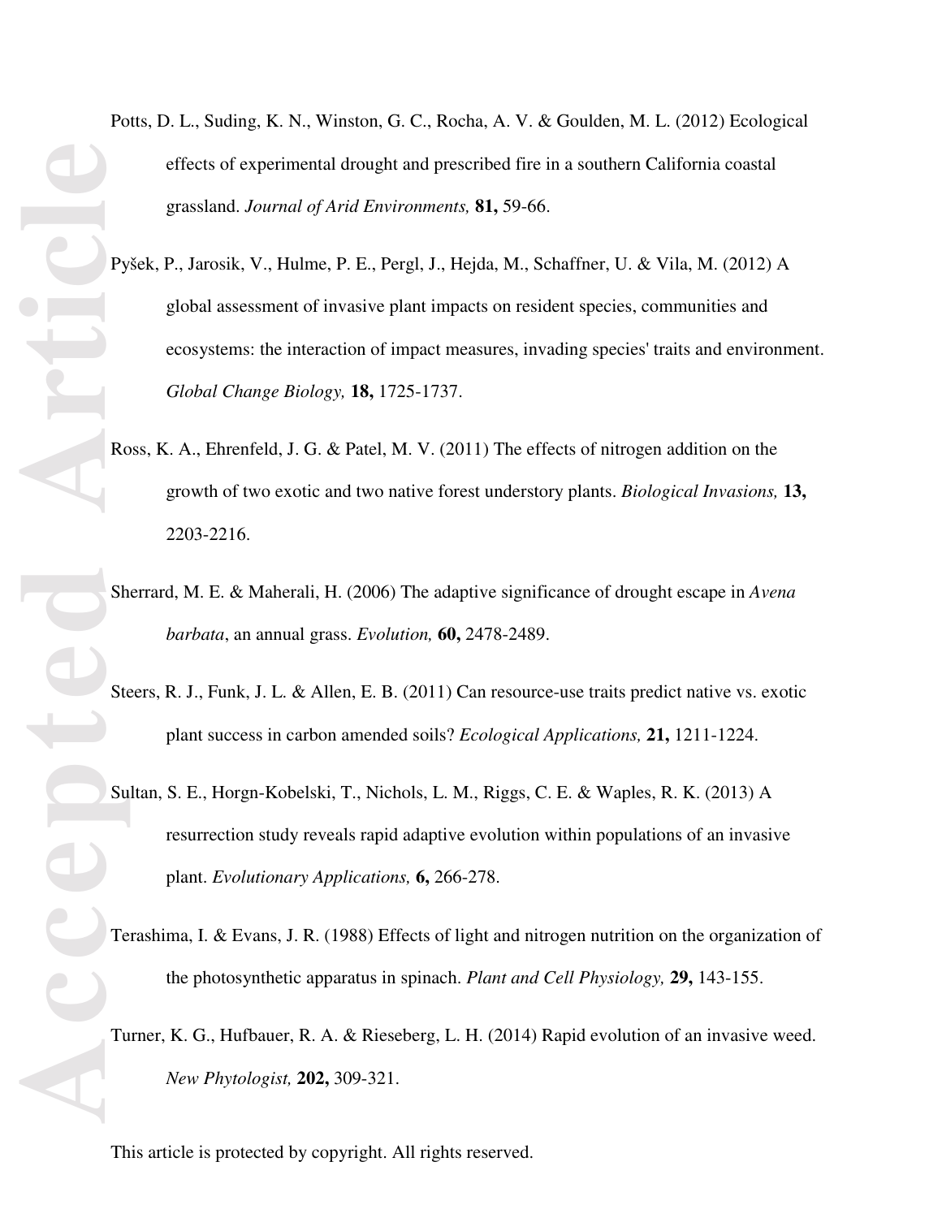Potts, D. L., Suding, K. N., Winston, G. C., Rocha, A. V. & Goulden, M. L. (2012) Ecological effects of experimental drought and prescribed fire in a southern California coastal grassland. *Journal of Arid Environments,* **81,** 59-66.

Pyšek, P., Jarosik, V., Hulme, P. E., Pergl, J., Hejda, M., Schaffner, U. & Vila, M. (2012) A global assessment of invasive plant impacts on resident species, communities and ecosystems: the interaction of impact measures, invading species' traits and environment. *Global Change Biology,* **18,** 1725-1737.

Ross, K. A., Ehrenfeld, J. G. & Patel, M. V. (2011) The effects of nitrogen addition on the growth of two exotic and two native forest understory plants. *Biological Invasions,* **13,** 2203-2216.

Sherrard, M. E. & Maherali, H. (2006) The adaptive significance of drought escape in *Avena barbata*, an annual grass. *Evolution,* **60,** 2478-2489.

Steers, R. J., Funk, J. L. & Allen, E. B. (2011) Can resource-use traits predict native vs. exotic plant success in carbon amended soils? *Ecological Applications,* **21,** 1211-1224.

Sultan, S. E., Horgn-Kobelski, T., Nichols, L. M., Riggs, C. E. & Waples, R. K. (2013) A resurrection study reveals rapid adaptive evolution within populations of an invasive plant. *Evolutionary Applications,* **6,** 266-278.

Terashima, I. & Evans, J. R. (1988) Effects of light and nitrogen nutrition on the organization of the photosynthetic apparatus in spinach. *Plant and Cell Physiology,* **29,** 143-155.

Turner, K. G., Hufbauer, R. A. & Rieseberg, L. H. (2014) Rapid evolution of an invasive weed. *New Phytologist,* **202,** 309-321.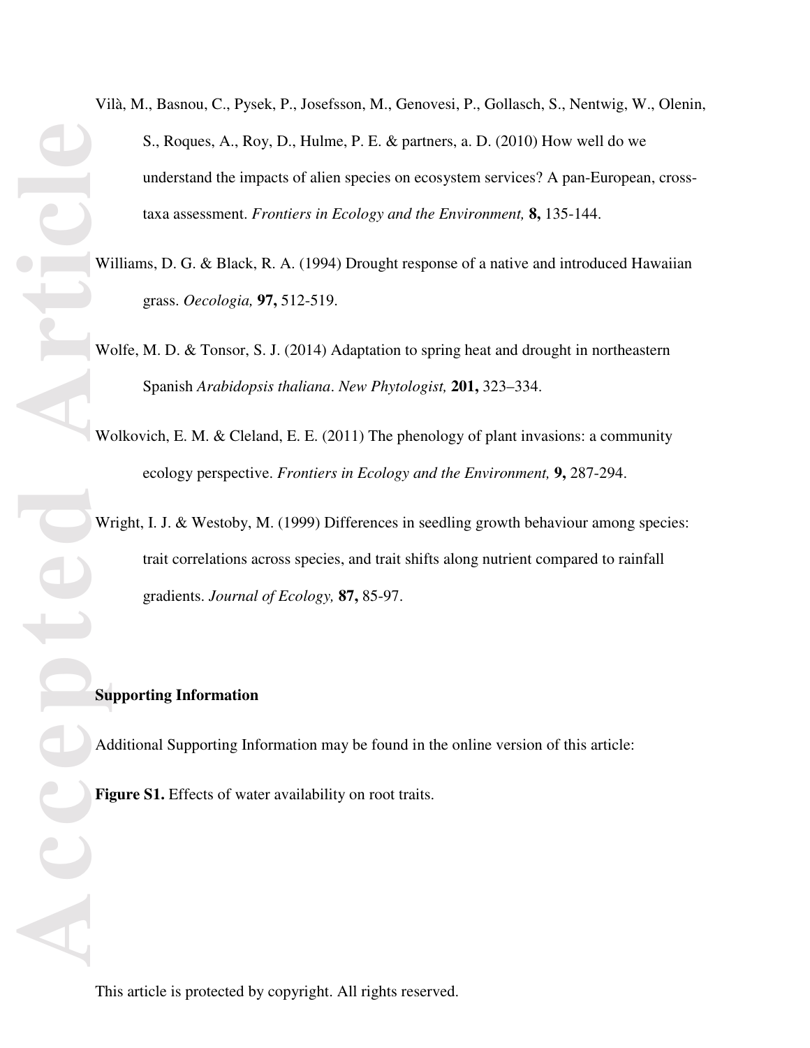Vilà, M., Basnou, C., Pysek, P., Josefsson, M., Genovesi, P., Gollasch, S., Nentwig, W., Olenin, S., Roques, A., Roy, D., Hulme, P. E. & partners, a. D. (2010) How well do we understand the impacts of alien species on ecosystem services? A pan-European, cross-taxa assessment. *Frontiers in Ecology and the Environment,* **8,** 135-144.

Williams, D. G. & Black, R. A. (1994) Drought response of a native and introduced Hawaiian grass. *Oecologia,* **97,** 512-519.

Wolfe, M. D. & Tonsor, S. J. (2014) Adaptation to spring heat and drought in northeastern Spanish *Arabidopsis thaliana*. *New Phytologist,* **201,** 323–334.

Wolkovich, E. M. & Cleland, E. E. (2011) The phenology of plant invasions: a community ecology perspective. *Frontiers in Ecology and the Environment,* **9,** 287-294.

Wright, I. J. & Westoby, M. (1999) Differences in seedling growth behaviour among species: trait correlations across species, and trait shifts along nutrient compared to rainfall gradients. *Journal of Ecology,* **87,** 85-97.

**Supporting Information**

Additional Supporting Information may be found in the online version of this article:

**Figure S1.** Effects of water availability on root traits.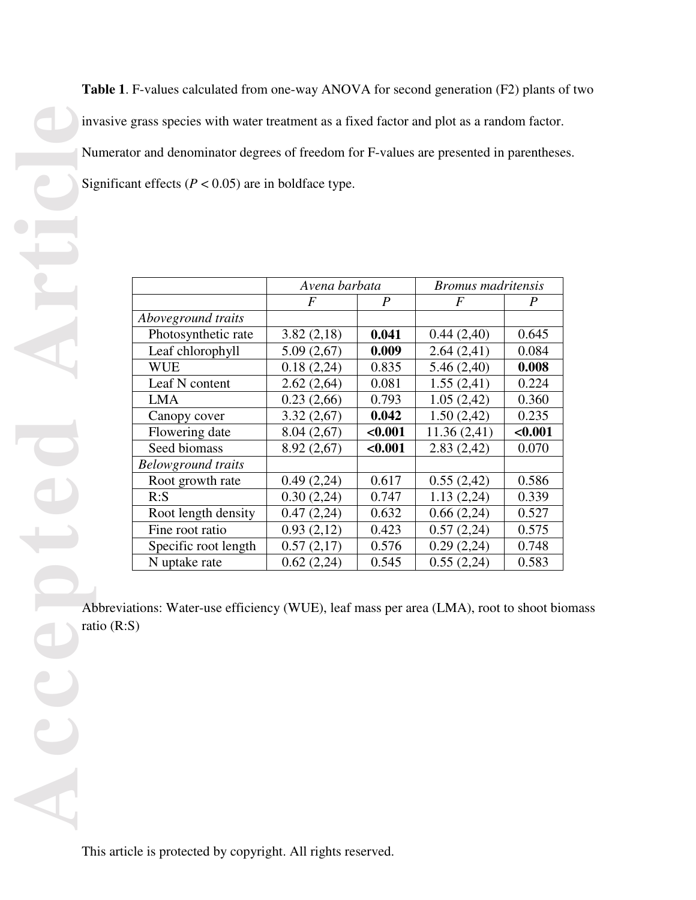**Table 1**. F-values calculated from one-way ANOVA for second generation (F2) plants of two invasive grass species with water treatment as a fixed factor and plot as a random factor. Numerator and denominator degrees of freedom for F-values are presented in parentheses. Significant effects ($P < 0.05$) are in boldface type.

| | *Avena barbata* | | *Bromus madritensis* | |
|---|---|---|---|---|
| | *F* | *P* | *F* | *P* |
| *Aboveground traits* | | | | |
| Photosynthetic rate | 3.82 (2,18) | **0.041** | 0.44 (2,40) | 0.645 |
| Leaf chlorophyll | 5.09 (2,67) | **0.009** | 2.64 (2,41) | 0.084 |
| WUE | 0.18 (2,24) | 0.835 | 5.46 (2,40) | **0.008** |
| Leaf N content | 2.62 (2,64) | 0.081 | 1.55 (2,41) | 0.224 |
| LMA | 0.23 (2,66) | 0.793 | 1.05 (2,42) | 0.360 |
| Canopy cover | 3.32 (2,67) | **0.042** | 1.50 (2,42) | 0.235 |
| Flowering date | 8.04 (2,67) | **<0.001** | 11.36 (2,41) | **<0.001** |
| Seed biomass | 8.92 (2,67) | **<0.001** | 2.83 (2,42) | 0.070 |
| *Belowground traits* | | | | |
| Root growth rate | 0.49 (2,24) | 0.617 | 0.55 (2,42) | 0.586 |
| R:S | 0.30 (2,24) | 0.747 | 1.13 (2,24) | 0.339 |
| Root length density | 0.47 (2,24) | 0.632 | 0.66 (2,24) | 0.527 |
| Fine root ratio | 0.93 (2,12) | 0.423 | 0.57 (2,24) | 0.575 |
| Specific root length | 0.57 (2,17) | 0.576 | 0.29 (2,24) | 0.748 |
| N uptake rate | 0.62 (2,24) | 0.545 | 0.55 (2,24) | 0.583 |

Abbreviations: Water-use efficiency (WUE), leaf mass per area (LMA), root to shoot biomass ratio (R:S)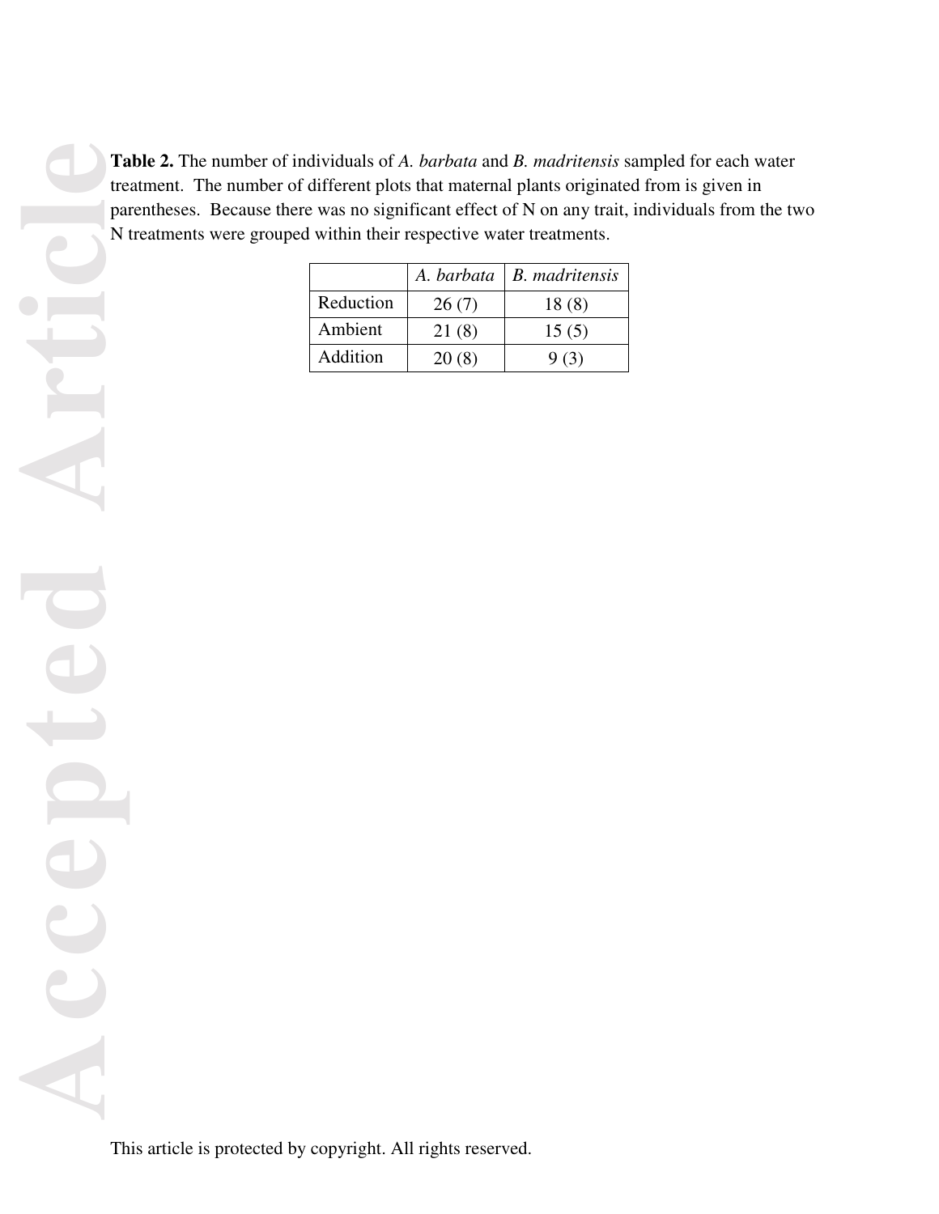**Table 2.** The number of individuals of *A. barbata* and *B. madritensis* sampled for each water treatment. The number of different plots that maternal plants originated from is given in parentheses. Because there was no significant effect of N on any trait, individuals from the two N treatments were grouped within their respective water treatments.

| | *A. barbata* | *B. madritensis* |
|---|---|---|
| Reduction | 26 (7) | 18 (8) |
| Ambient | 21 (8) | 15 (5) |
| Addition | 20 (8) | 9 (3) |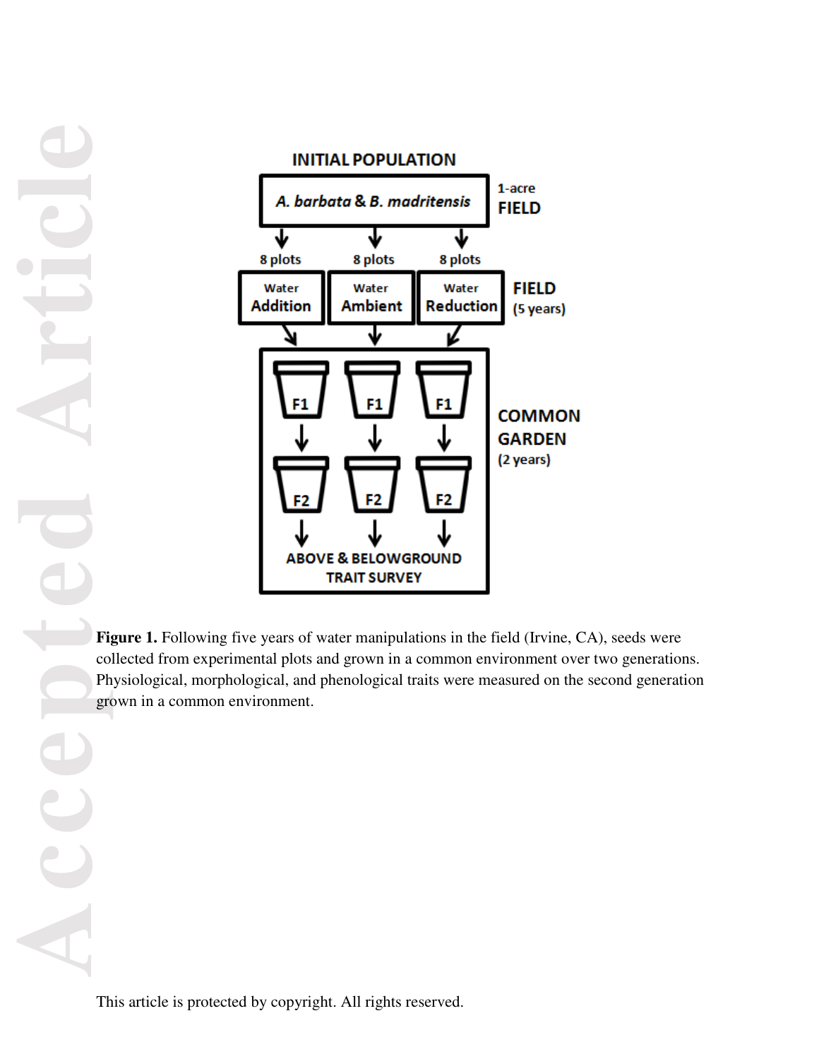INITIAL POPULATION

*A. barbata* & *B. madritensis* — 1-acre FIELD

8 plots → Water Addition; 8 plots → Water Ambient; 8 plots → Water Reduction — FIELD (5 years)

COMMON GARDEN (2 years): F1 → F2 → ABOVE & BELOWGROUND TRAIT SURVEY

**Figure 1.** Following five years of water manipulations in the field (Irvine, CA), seeds were collected from experimental plots and grown in a common environment over two generations. Physiological, morphological, and phenological traits were measured on the second generation grown in a common environment.

This article is protected by copyright. All rights reserved.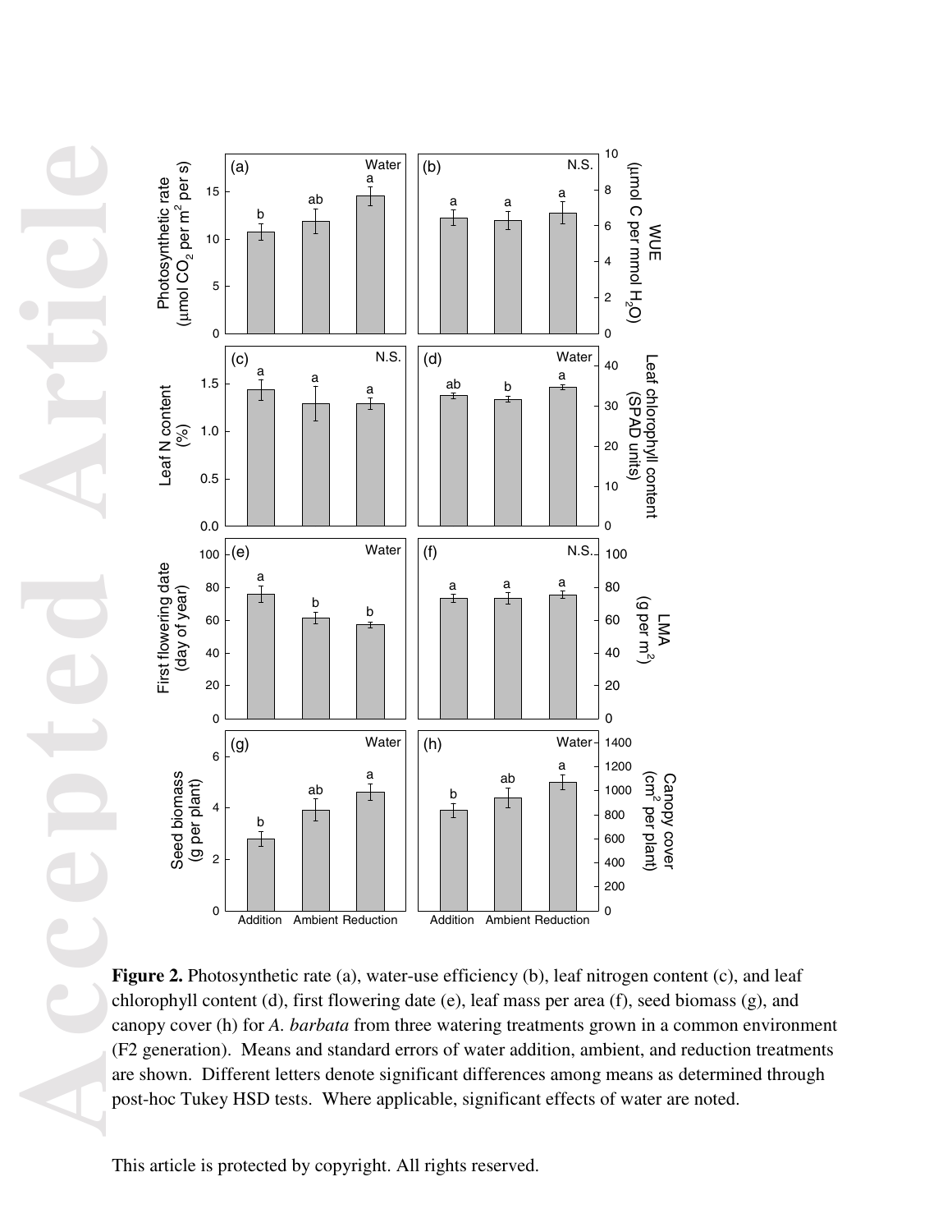**Figure 2.** Photosynthetic rate (a), water-use efficiency (b), leaf nitrogen content (c), and leaf chlorophyll content (d), first flowering date (e), leaf mass per area (f), seed biomass (g), and canopy cover (h) for *A. barbata* from three watering treatments grown in a common environment (F2 generation). Means and standard errors of water addition, ambient, and reduction treatments are shown. Different letters denote significant differences among means as determined through post-hoc Tukey HSD tests. Where applicable, significant effects of water are noted.

This article is protected by copyright. All rights reserved.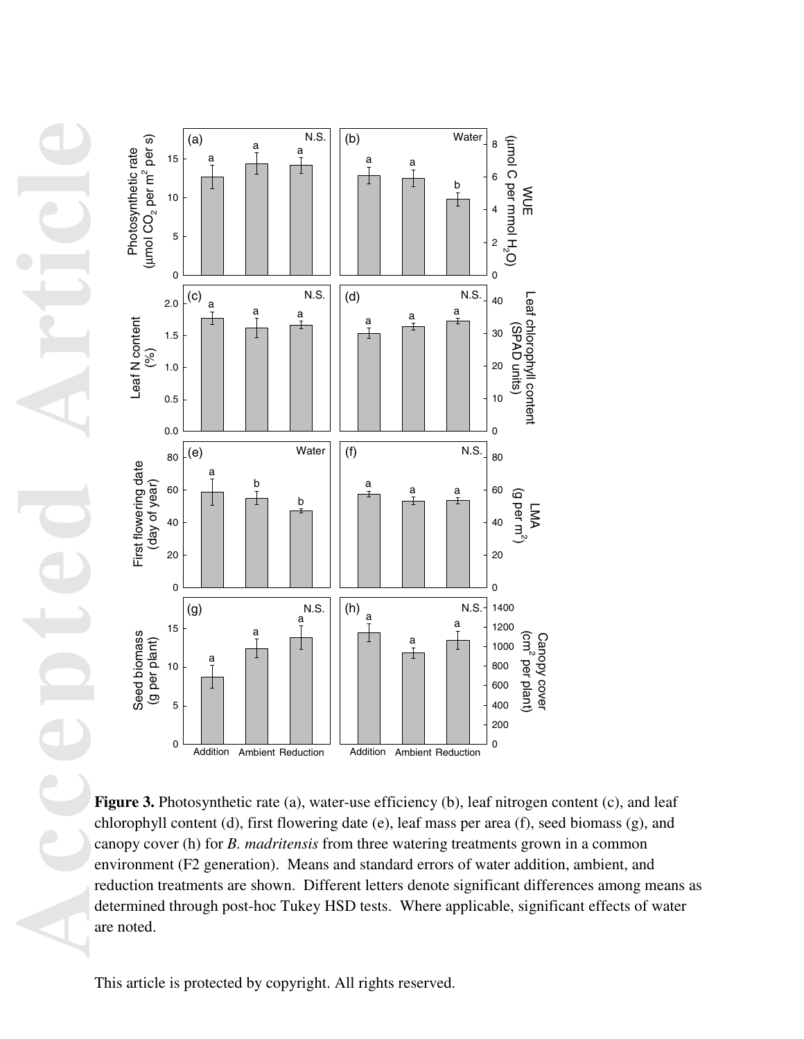(a)
N.S.
Photosynthetic rate
(μmol $CO_2$ per $m^2$ per s)
0
5
10
15
a
a
a

(b)
Water
WUE
(μmol C per mmol $H_2O$)
0
2
4
6
8
a
a
b

(c)
N.S.
Leaf N content
(%)
0.0
0.5
1.0
1.5
2.0
a
a
a

(d)
N.S.
Leaf chlorophyll content
(SPAD units)
0
10
20
30
40
a
a
a

(e)
Water
First flowering date
(day of year)
0
20
40
60
80
a
b
b

(f)
N.S.
LMA
(g per $m^2$)
0
20
40
60
80
a
a
a

(g)
N.S.
Seed biomass
(g per plant)
0
5
10
15
a
a
a

(h)
N.S.
Canopy cover
($cm^2$ per plant)
0
200
400
600
800
1000
1200
1400
a
a
a

Addition Ambient Reduction
Addition Ambient Reduction

**Figure 3.** Photosynthetic rate (a), water-use efficiency (b), leaf nitrogen content (c), and leaf chlorophyll content (d), first flowering date (e), leaf mass per area (f), seed biomass (g), and canopy cover (h) for *B. madritensis* from three watering treatments grown in a common environment (F2 generation). Means and standard errors of water addition, ambient, and reduction treatments are shown. Different letters denote significant differences among means as determined through post-hoc Tukey HSD tests. Where applicable, significant effects of water are noted.